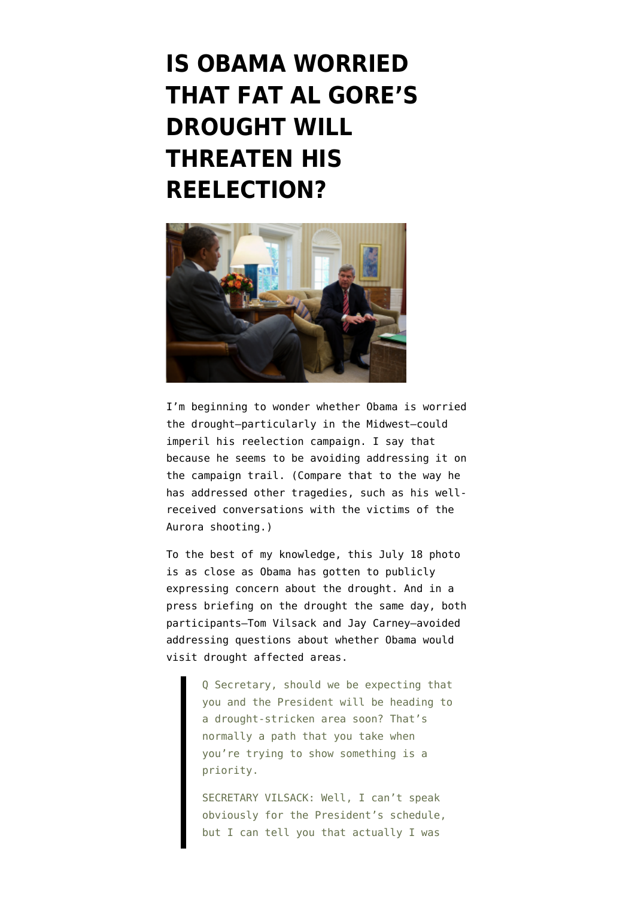# IS OBAMA WORRIED THAT FAT AL GORE'S DROUGHT WILL THREATEN HIS REELECTION?

I'm beginning to wonder whether Obama is worried the drought—particularly in the Midwest—could imperil his reelection campaign. I say that because he seems to be avoiding addressing it on the campaign trail. (Compare that to the way he has addressed other tragedies, such as his well-received conversations with the victims of the Aurora shooting.)

To the best of my knowledge, this July 18 photo is as close as Obama has gotten to publicly expressing concern about the drought. And in a press briefing on the drought the same day, both participants—Tom Vilsack and Jay Carney—avoided addressing questions about whether Obama would visit drought affected areas.

> Q Secretary, should we be expecting that you and the President will be heading to a drought-stricken area soon? That's normally a path that you take when you're trying to show something is a priority.
>
> SECRETARY VILSACK: Well, I can't speak obviously for the President's schedule, but I can tell you that actually I was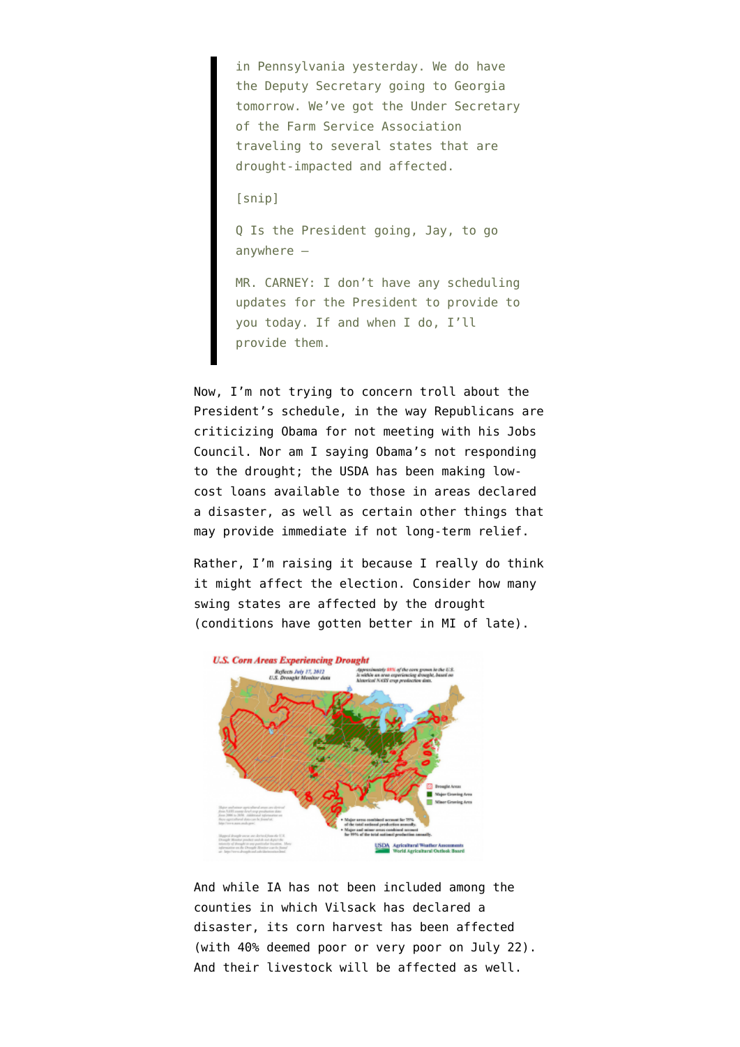> in Pennsylvania yesterday. We do have the Deputy Secretary going to Georgia tomorrow. We've got the Under Secretary of the Farm Service Association traveling to several states that are drought-impacted and affected.
>
> [snip]
>
> Q Is the President going, Jay, to go anywhere —
>
> MR. CARNEY: I don't have any scheduling updates for the President to provide to you today. If and when I do, I'll provide them.

Now, I'm not trying to concern troll about the President's schedule, in the way Republicans are criticizing Obama for not meeting with his Jobs Council. Nor am I saying Obama's not responding to the drought; the USDA has been making low-cost loans available to those in areas declared a disaster, as well as certain other things that may provide immediate if not long-term relief.

Rather, I'm raising it because I really do think it might affect the election. Consider how many swing states are affected by the drought (conditions have gotten better in MI of late).

And while IA has not been included among the counties in which Vilsack has declared a disaster, its corn harvest has been affected (with 40% deemed poor or very poor on July 22). And their livestock will be affected as well.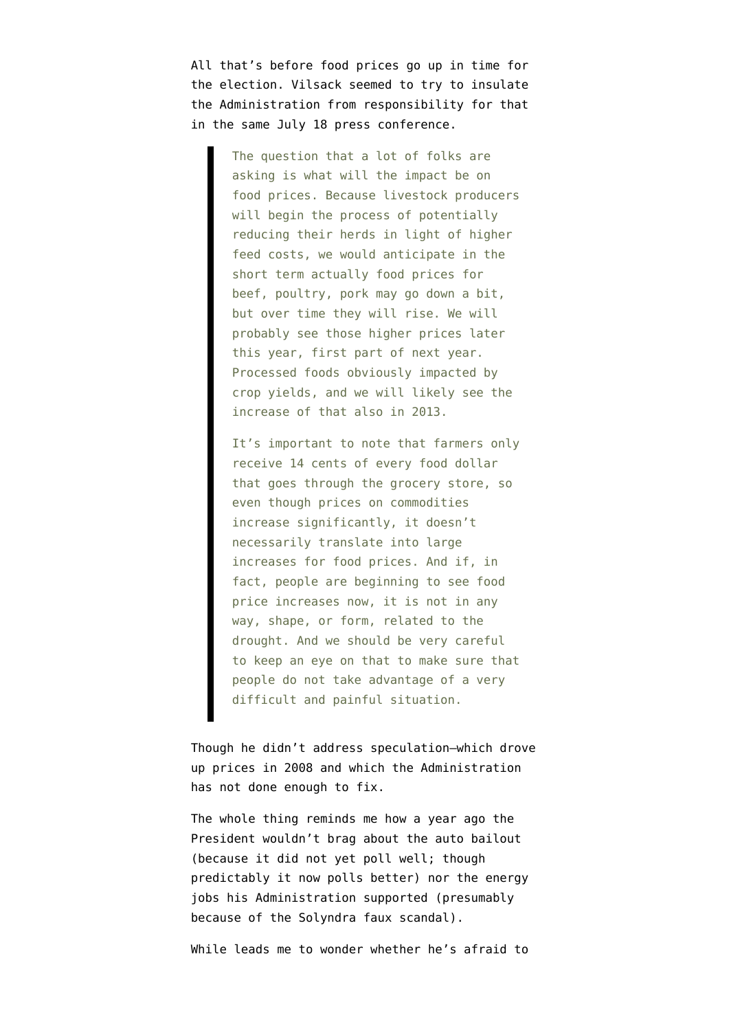All that's before food prices go up in time for the election. Vilsack seemed to try to insulate the Administration from responsibility for that in the same July 18 press conference.

> The question that a lot of folks are asking is what will the impact be on food prices. Because livestock producers will begin the process of potentially reducing their herds in light of higher feed costs, we would anticipate in the short term actually food prices for beef, poultry, pork may go down a bit, but over time they will rise. We will probably see those higher prices later this year, first part of next year. Processed foods obviously impacted by crop yields, and we will likely see the increase of that also in 2013.
>
> It's important to note that farmers only receive 14 cents of every food dollar that goes through the grocery store, so even though prices on commodities increase significantly, it doesn't necessarily translate into large increases for food prices. And if, in fact, people are beginning to see food price increases now, it is not in any way, shape, or form, related to the drought. And we should be very careful to keep an eye on that to make sure that people do not take advantage of a very difficult and painful situation.

Though he didn't address speculation–which drove up prices in 2008 and which the Administration has not done enough to fix.

The whole thing reminds me how a year ago the President wouldn't brag about the auto bailout (because it did not yet poll well; though predictably it now polls better) nor the energy jobs his Administration supported (presumably because of the Solyndra faux scandal).

While leads me to wonder whether he's afraid to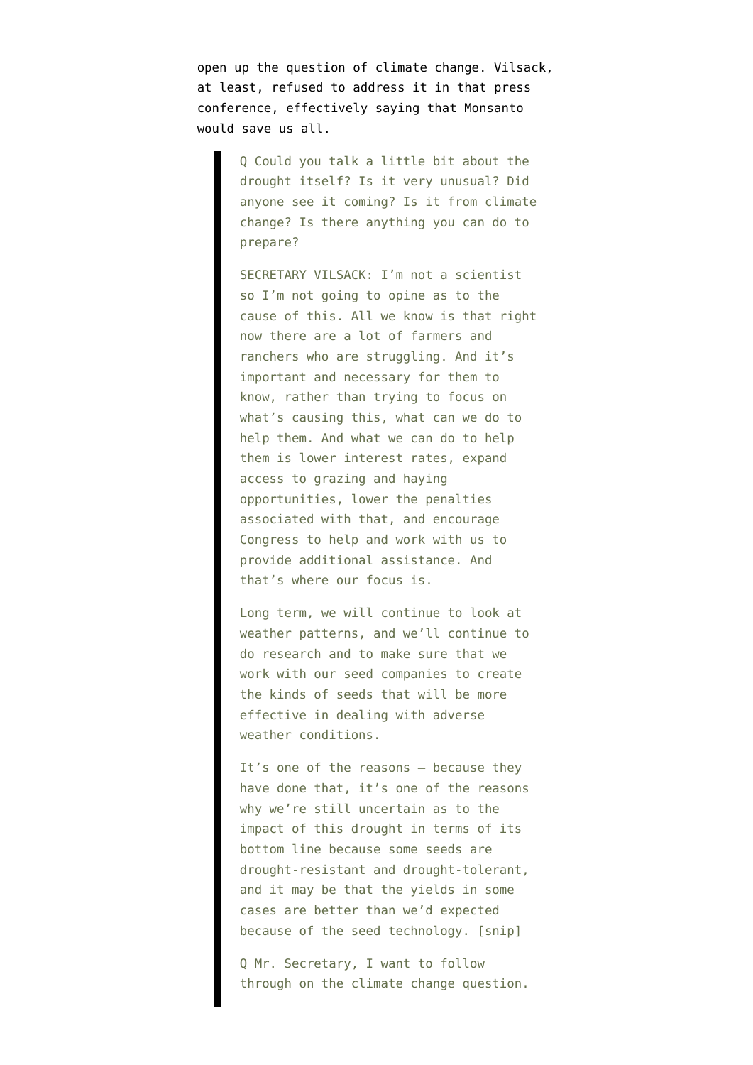open up the question of climate change. Vilsack, at least, refused to address it in that press conference, effectively saying that Monsanto would save us all.

> Q Could you talk a little bit about the drought itself? Is it very unusual? Did anyone see it coming? Is it from climate change? Is there anything you can do to prepare?
>
> SECRETARY VILSACK: I'm not a scientist so I'm not going to opine as to the cause of this. All we know is that right now there are a lot of farmers and ranchers who are struggling. And it's important and necessary for them to know, rather than trying to focus on what's causing this, what can we do to help them. And what we can do to help them is lower interest rates, expand access to grazing and haying opportunities, lower the penalties associated with that, and encourage Congress to help and work with us to provide additional assistance. And that's where our focus is.
>
> Long term, we will continue to look at weather patterns, and we'll continue to do research and to make sure that we work with our seed companies to create the kinds of seeds that will be more effective in dealing with adverse weather conditions.
>
> It's one of the reasons — because they have done that, it's one of the reasons why we're still uncertain as to the impact of this drought in terms of its bottom line because some seeds are drought-resistant and drought-tolerant, and it may be that the yields in some cases are better than we'd expected because of the seed technology. [snip]
>
> Q Mr. Secretary, I want to follow through on the climate change question.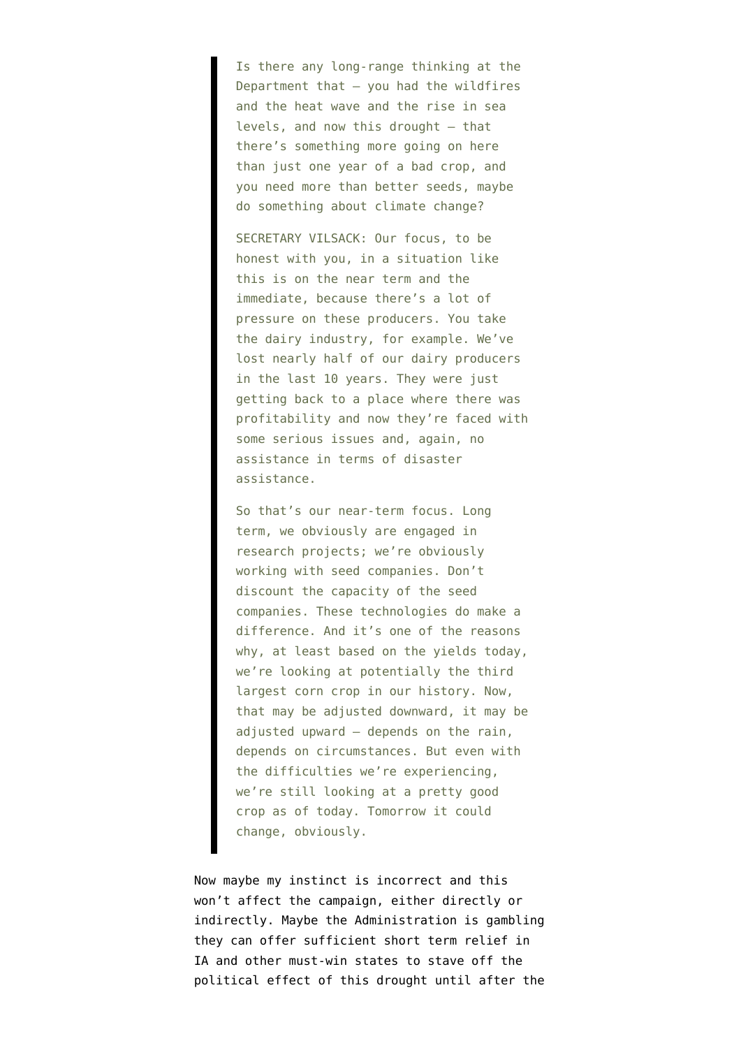> Is there any long-range thinking at the Department that — you had the wildfires and the heat wave and the rise in sea levels, and now this drought — that there's something more going on here than just one year of a bad crop, and you need more than better seeds, maybe do something about climate change?
>
> SECRETARY VILSACK: Our focus, to be honest with you, in a situation like this is on the near term and the immediate, because there's a lot of pressure on these producers. You take the dairy industry, for example. We've lost nearly half of our dairy producers in the last 10 years. They were just getting back to a place where there was profitability and now they're faced with some serious issues and, again, no assistance in terms of disaster assistance.
>
> So that's our near-term focus. Long term, we obviously are engaged in research projects; we're obviously working with seed companies. Don't discount the capacity of the seed companies. These technologies do make a difference. And it's one of the reasons why, at least based on the yields today, we're looking at potentially the third largest corn crop in our history. Now, that may be adjusted downward, it may be adjusted upward — depends on the rain, depends on circumstances. But even with the difficulties we're experiencing, we're still looking at a pretty good crop as of today. Tomorrow it could change, obviously.

Now maybe my instinct is incorrect and this won't affect the campaign, either directly or indirectly. Maybe the Administration is gambling they can offer sufficient short term relief in IA and other must-win states to stave off the political effect of this drought until after the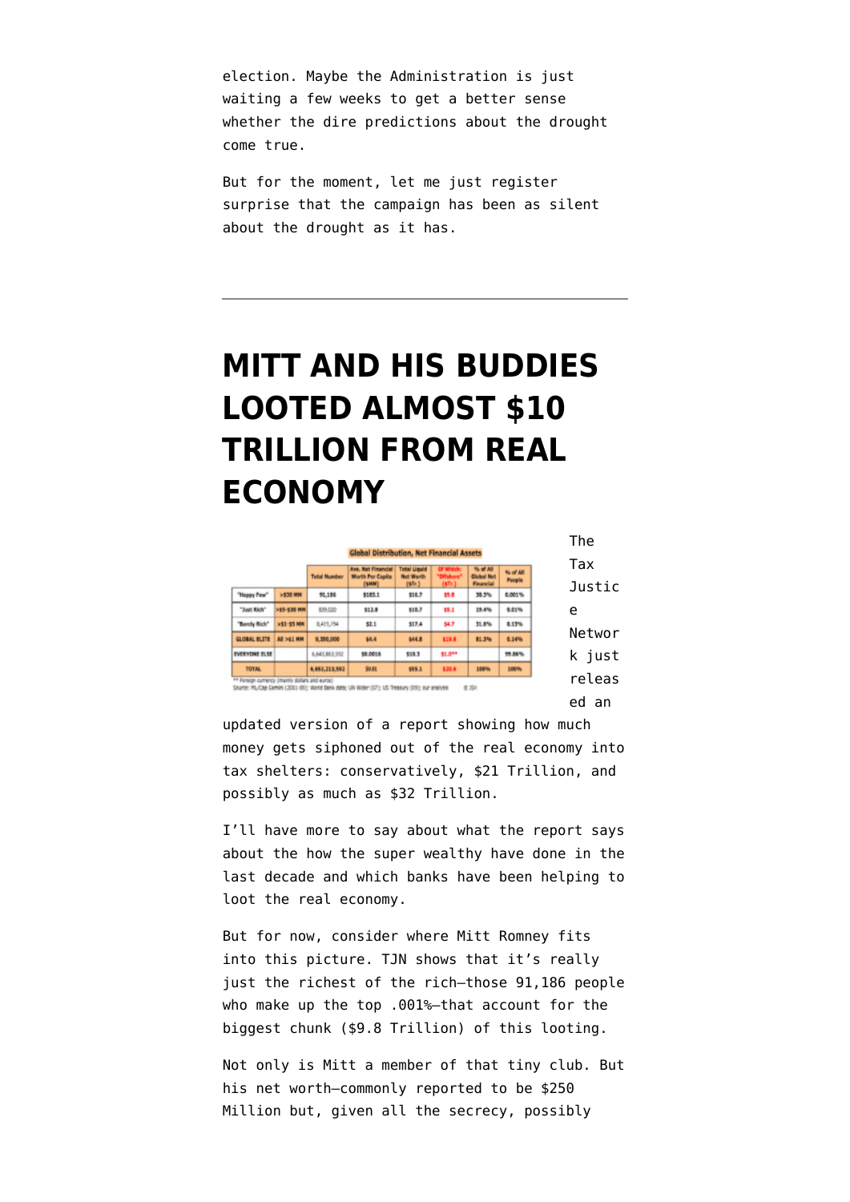election. Maybe the Administration is just waiting a few weeks to get a better sense whether the dire predictions about the drought come true.

But for the moment, let me just register surprise that the campaign has been as silent about the drought as it has.

---

# MITT AND HIS BUDDIES LOOTED ALMOST $10 TRILLION FROM REAL ECONOMY

**Global Distribution, Net Financial Assets**

| | | Total Number | Ave. Net Financial Worth Per Capita ($MM) | Total Liquid Net Worth ($Tr.) | Of Which: "Offshore" ($Tr.) | % of All Global Net Financial | % of All People |
|---|---|---|---|---|---|---|---|
| "Happy Few" | >$30 MM | 91,186 | $183.1 | $16.7 | $9.8 | 38.3% | 0.001% |
| "Just Rich" | >$5-$30 MM | 839,020 | $12.8 | $10.7 | $5.1 | 19.4% | 0.01% |
| "Barely Rich" | >$1-$5 MM | 8,419,794 | $2.1 | $17.4 | $4.7 | 31.8% | 0.13% |
| GLOBAL ELITE | All >$1 MM | 9,350,000 | $4.4 | $44.8 | $19.6 | 81.3% | 0.14% |
| EVERYONE ELSE | | 6,643,863,592 | $0.0016 | $10.3 | $1.0** | | 99.86% |
| TOTAL | | 6,653,213,592 | $0.01 | $55.1 | $20.6 | 100% | 100% |

** Foreign currency (mainly dollars and euros)
Source: ML/Cap Gemini (2001-09); World Bank data; UN Wider (07); US Treasury (09); our analysis

The Tax Justice Network just released an updated version of a report showing how much money gets siphoned out of the real economy into tax shelters: conservatively, $21 Trillion, and possibly as much as $32 Trillion.

I'll have more to say about what the report says about the how the super wealthy have done in the last decade and which banks have been helping to loot the real economy.

But for now, consider where Mitt Romney fits into this picture. TJN shows that it's really just the richest of the rich–those 91,186 people who make up the top .001%–that account for the biggest chunk ($9.8 Trillion) of this looting.

Not only is Mitt a member of that tiny club. But his net worth–commonly reported to be $250 Million but, given all the secrecy, possibly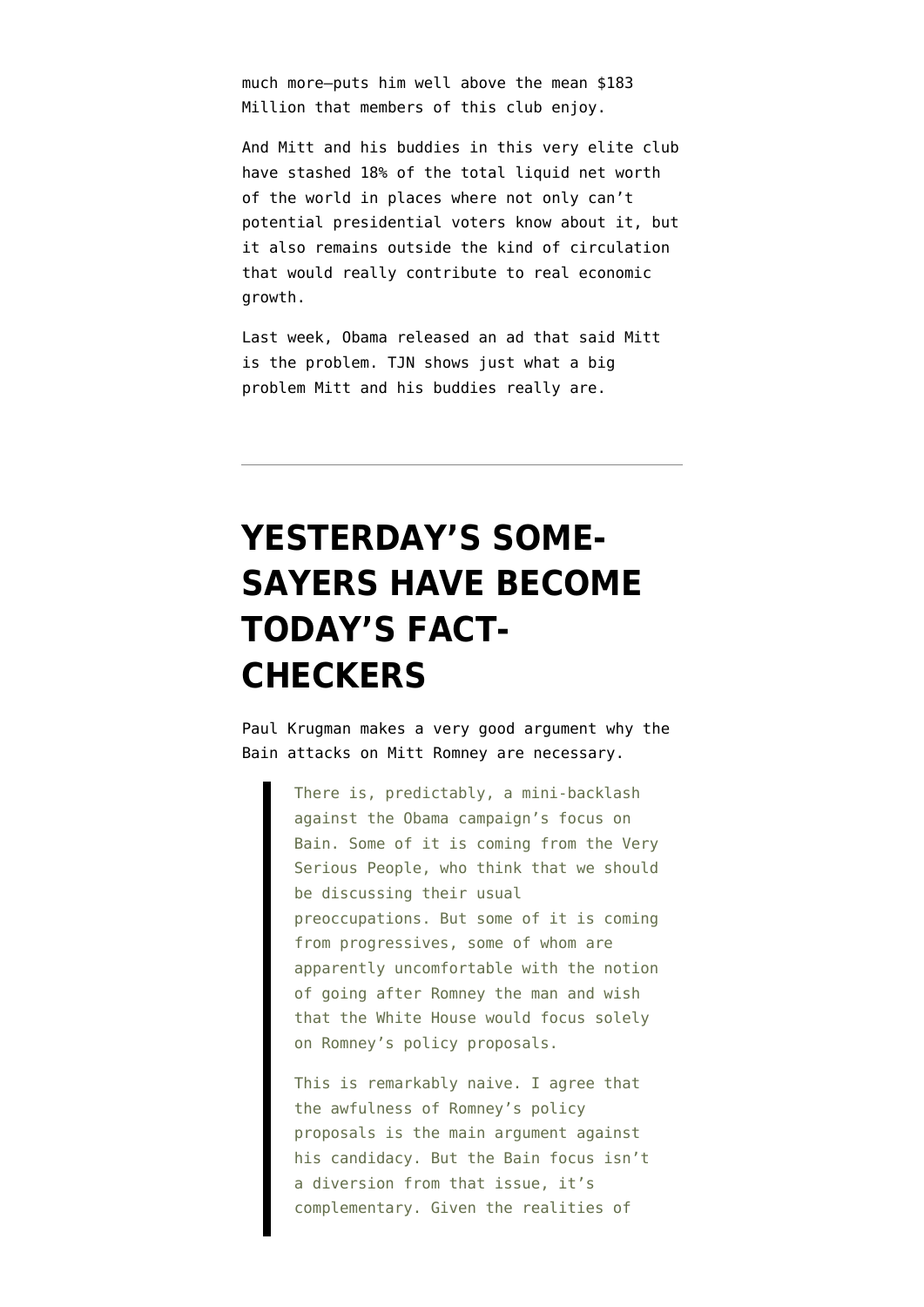much more—puts him well above the mean $183 Million that members of this club enjoy.

And Mitt and his buddies in this very elite club have stashed 18% of the total liquid net worth of the world in places where not only can't potential presidential voters know about it, but it also remains outside the kind of circulation that would really contribute to real economic growth.

Last week, Obama released an ad that said Mitt is the problem. TJN shows just what a big problem Mitt and his buddies really are.

---

# YESTERDAY'S SOME-SAYERS HAVE BECOME TODAY'S FACT-CHECKERS

Paul Krugman makes a very good argument why the Bain attacks on Mitt Romney are necessary.

> There is, predictably, a mini-backlash against the Obama campaign's focus on Bain. Some of it is coming from the Very Serious People, who think that we should be discussing their usual preoccupations. But some of it is coming from progressives, some of whom are apparently uncomfortable with the notion of going after Romney the man and wish that the White House would focus solely on Romney's policy proposals.
>
> This is remarkably naive. I agree that the awfulness of Romney's policy proposals is the main argument against his candidacy. But the Bain focus isn't a diversion from that issue, it's complementary. Given the realities of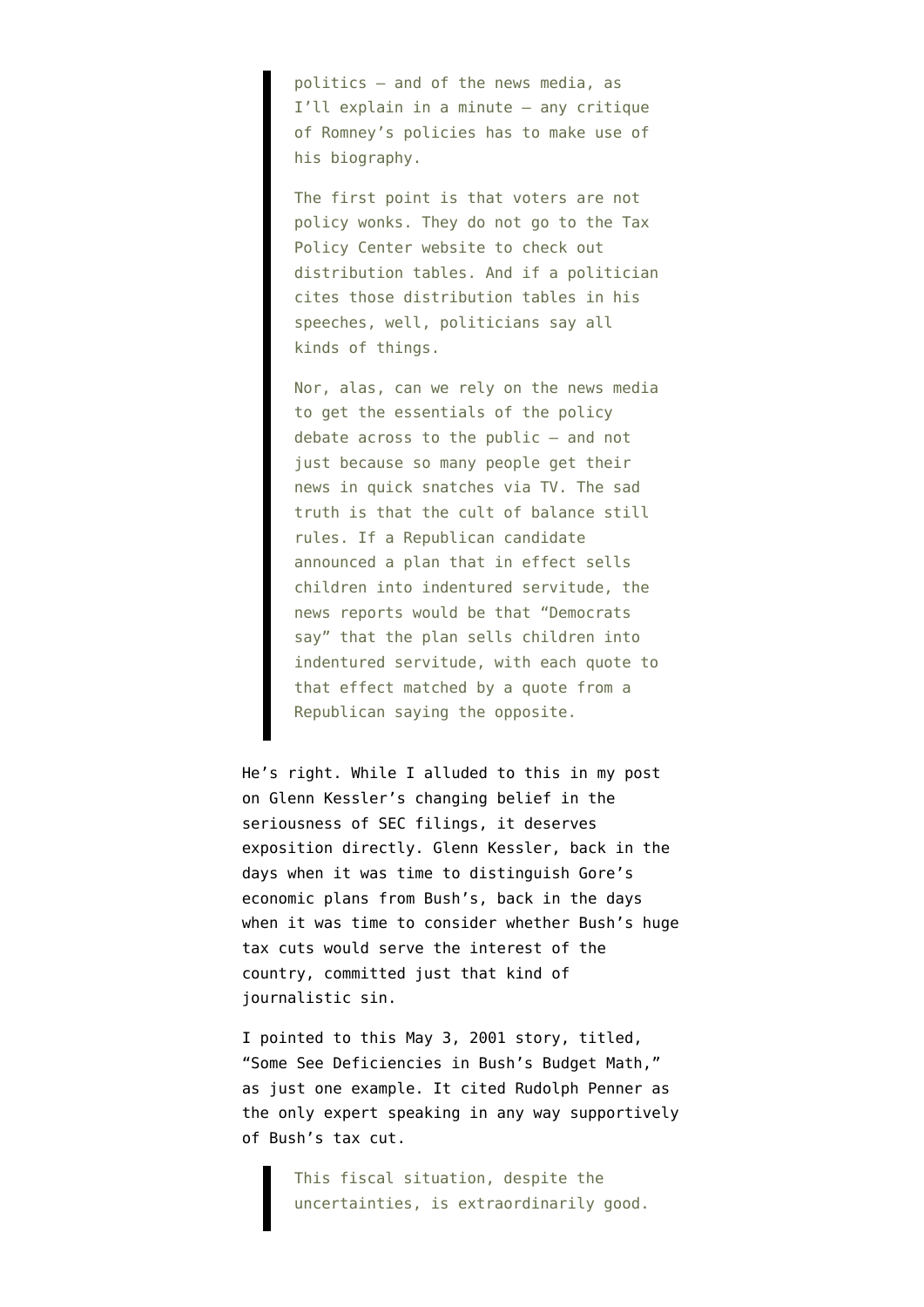> politics — and of the news media, as I'll explain in a minute — any critique of Romney's policies has to make use of his biography.
>
> The first point is that voters are not policy wonks. They do not go to the Tax Policy Center website to check out distribution tables. And if a politician cites those distribution tables in his speeches, well, politicians say all kinds of things.
>
> Nor, alas, can we rely on the news media to get the essentials of the policy debate across to the public — and not just because so many people get their news in quick snatches via TV. The sad truth is that the cult of balance still rules. If a Republican candidate announced a plan that in effect sells children into indentured servitude, the news reports would be that "Democrats say" that the plan sells children into indentured servitude, with each quote to that effect matched by a quote from a Republican saying the opposite.

He's right. While I alluded to this in my post on Glenn Kessler's changing belief in the seriousness of SEC filings, it deserves exposition directly. Glenn Kessler, back in the days when it was time to distinguish Gore's economic plans from Bush's, back in the days when it was time to consider whether Bush's huge tax cuts would serve the interest of the country, committed just that kind of journalistic sin.

I pointed to this May 3, 2001 story, titled, "Some See Deficiencies in Bush's Budget Math," as just one example. It cited Rudolph Penner as the only expert speaking in any way supportively of Bush's tax cut.

> This fiscal situation, despite the uncertainties, is extraordinarily good.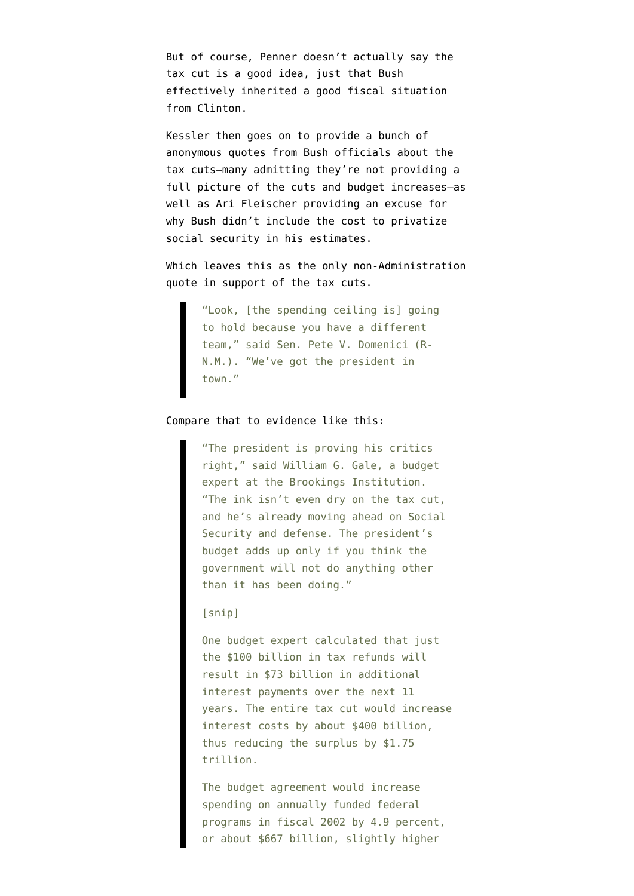But of course, Penner doesn't actually say the tax cut is a good idea, just that Bush effectively inherited a good fiscal situation from Clinton.

Kessler then goes on to provide a bunch of anonymous quotes from Bush officials about the tax cuts—many admitting they're not providing a full picture of the cuts and budget increases—as well as Ari Fleischer providing an excuse for why Bush didn't include the cost to privatize social security in his estimates.

Which leaves this as the only non-Administration quote in support of the tax cuts.

> "Look, [the spending ceiling is] going to hold because you have a different team," said Sen. Pete V. Domenici (R-N.M.). "We've got the president in town."

Compare that to evidence like this:

> "The president is proving his critics right," said William G. Gale, a budget expert at the Brookings Institution. "The ink isn't even dry on the tax cut, and he's already moving ahead on Social Security and defense. The president's budget adds up only if you think the government will not do anything other than it has been doing."
>
> [snip]
>
> One budget expert calculated that just the $100 billion in tax refunds will result in $73 billion in additional interest payments over the next 11 years. The entire tax cut would increase interest costs by about $400 billion, thus reducing the surplus by $1.75 trillion.
>
> The budget agreement would increase spending on annually funded federal programs in fiscal 2002 by 4.9 percent, or about $667 billion, slightly higher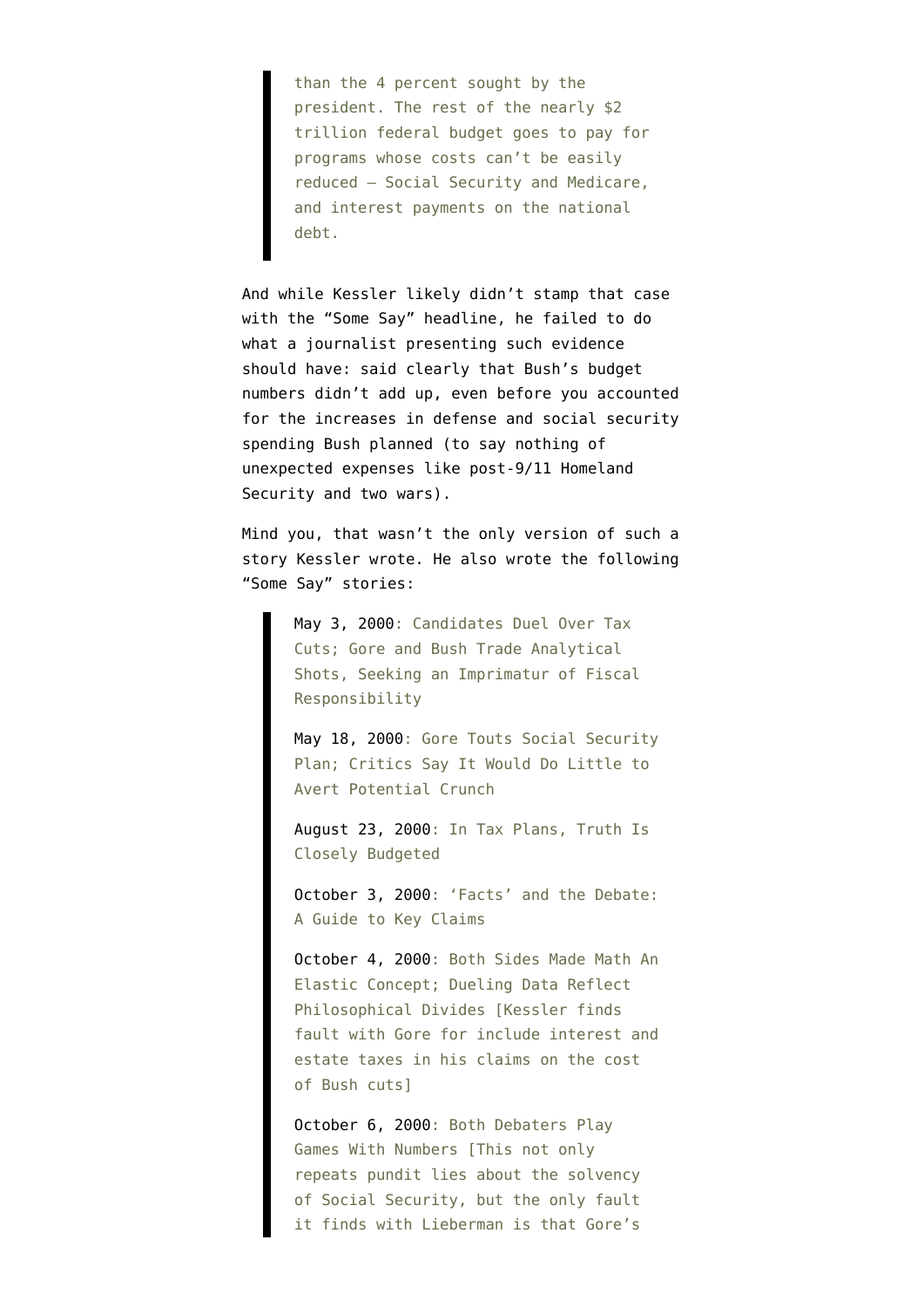> than the 4 percent sought by the president. The rest of the nearly $2 trillion federal budget goes to pay for programs whose costs can't be easily reduced — Social Security and Medicare, and interest payments on the national debt.

And while Kessler likely didn't stamp that case with the "Some Say" headline, he failed to do what a journalist presenting such evidence should have: said clearly that Bush's budget numbers didn't add up, even before you accounted for the increases in defense and social security spending Bush planned (to say nothing of unexpected expenses like post-9/11 Homeland Security and two wars).

Mind you, that wasn't the only version of such a story Kessler wrote. He also wrote the following "Some Say" stories:

> May 3, 2000: Candidates Duel Over Tax Cuts; Gore and Bush Trade Analytical Shots, Seeking an Imprimatur of Fiscal Responsibility
>
> May 18, 2000: Gore Touts Social Security Plan; Critics Say It Would Do Little to Avert Potential Crunch
>
> August 23, 2000: In Tax Plans, Truth Is Closely Budgeted
>
> October 3, 2000: 'Facts' and the Debate: A Guide to Key Claims
>
> October 4, 2000: Both Sides Made Math An Elastic Concept; Dueling Data Reflect Philosophical Divides [Kessler finds fault with Gore for include interest and estate taxes in his claims on the cost of Bush cuts]
>
> October 6, 2000: Both Debaters Play Games With Numbers [This not only repeats pundit lies about the solvency of Social Security, but the only fault it finds with Lieberman is that Gore's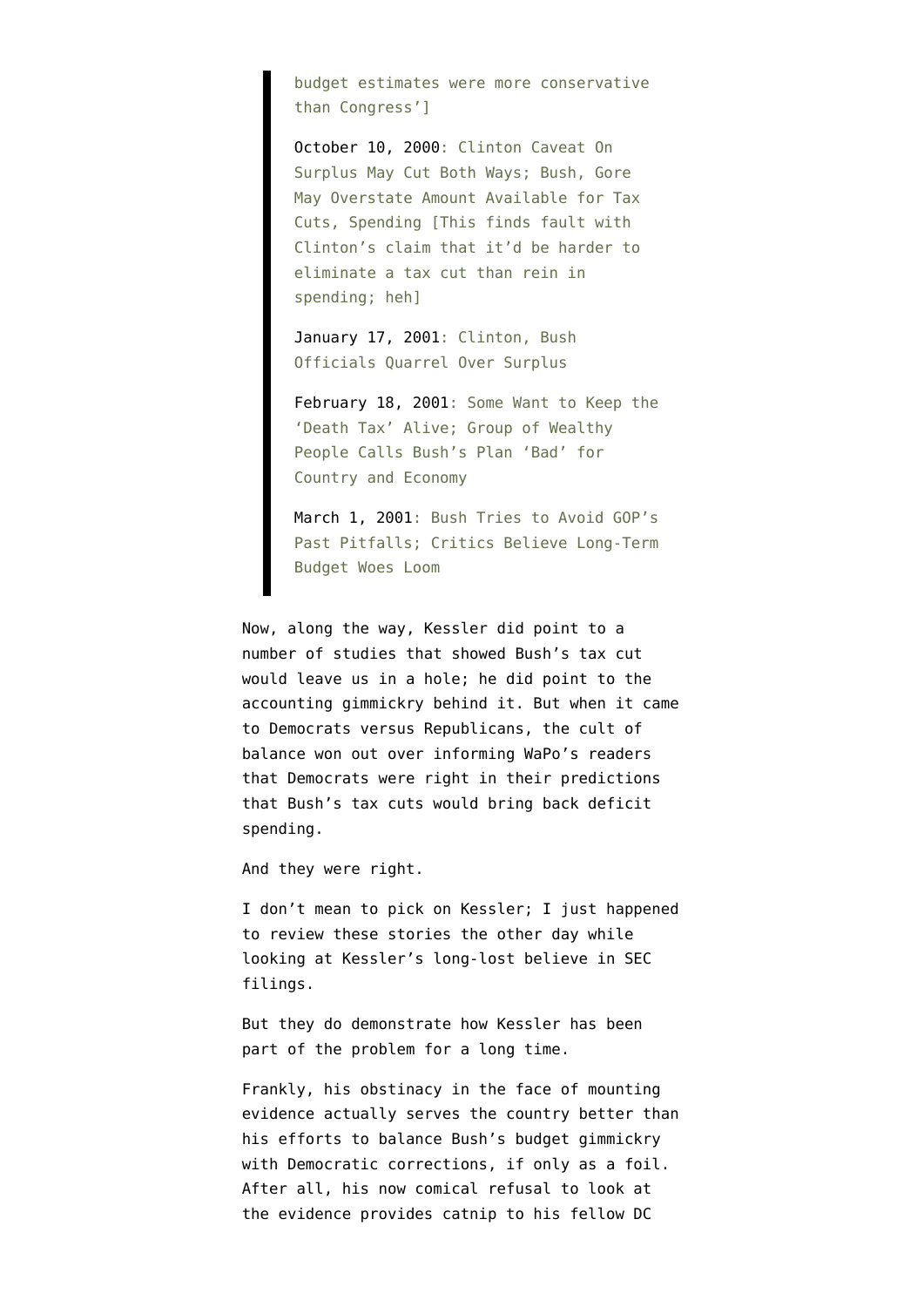> budget estimates were more conservative than Congress']
>
> October 10, 2000: Clinton Caveat On Surplus May Cut Both Ways; Bush, Gore May Overstate Amount Available for Tax Cuts, Spending [This finds fault with Clinton's claim that it'd be harder to eliminate a tax cut than rein in spending; heh]
>
> January 17, 2001: Clinton, Bush Officials Quarrel Over Surplus
>
> February 18, 2001: Some Want to Keep the 'Death Tax' Alive; Group of Wealthy People Calls Bush's Plan 'Bad' for Country and Economy
>
> March 1, 2001: Bush Tries to Avoid GOP's Past Pitfalls; Critics Believe Long-Term Budget Woes Loom

Now, along the way, Kessler did point to a number of studies that showed Bush's tax cut would leave us in a hole; he did point to the accounting gimmickry behind it. But when it came to Democrats versus Republicans, the cult of balance won out over informing WaPo's readers that Democrats were right in their predictions that Bush's tax cuts would bring back deficit spending.

And they were right.

I don't mean to pick on Kessler; I just happened to review these stories the other day while looking at Kessler's long-lost believe in SEC filings.

But they do demonstrate how Kessler has been part of the problem for a long time.

Frankly, his obstinacy in the face of mounting evidence actually serves the country better than his efforts to balance Bush's budget gimmickry with Democratic corrections, if only as a foil. After all, his now comical refusal to look at the evidence provides catnip to his fellow DC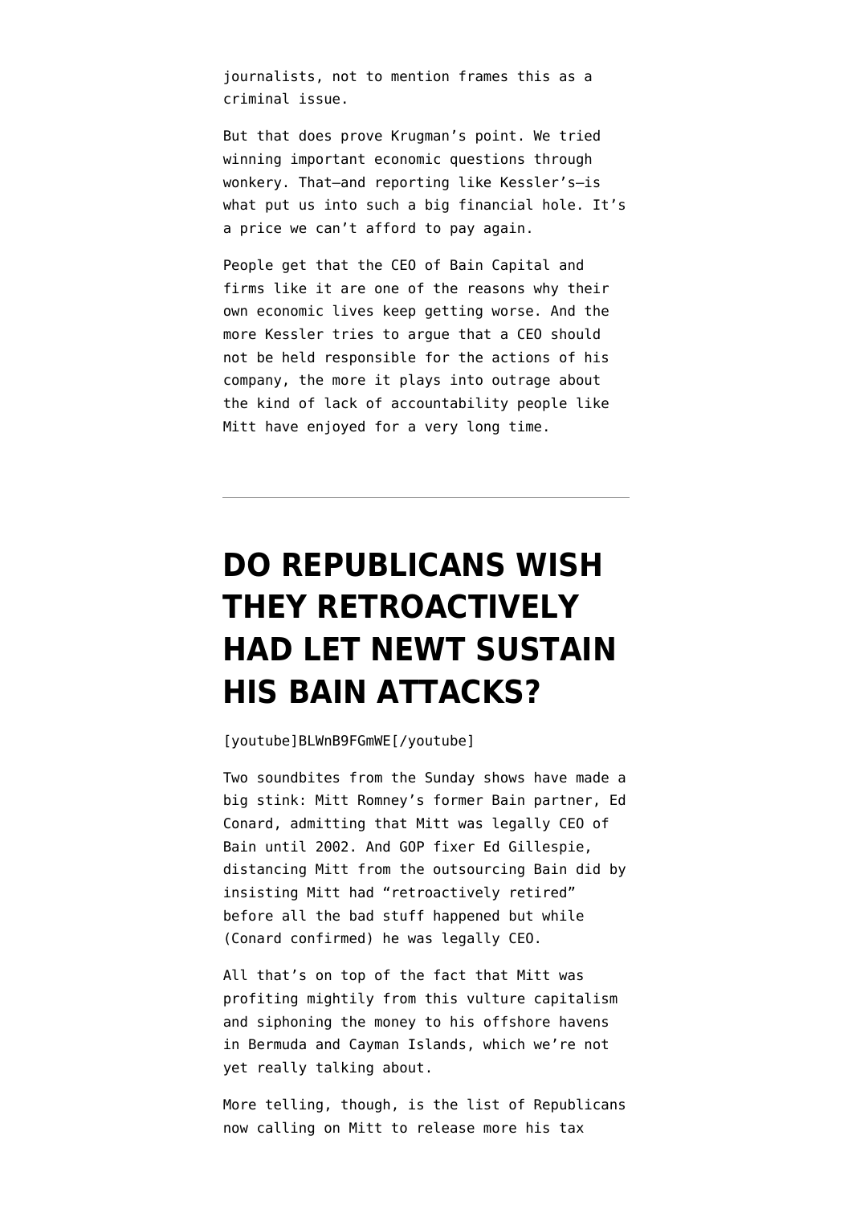journalists, not to mention frames this as a criminal issue.

But that does prove Krugman's point. We tried winning important economic questions through wonkery. That—and reporting like Kessler's—is what put us into such a big financial hole. It's a price we can't afford to pay again.

People get that the CEO of Bain Capital and firms like it are one of the reasons why their own economic lives keep getting worse. And the more Kessler tries to argue that a CEO should not be held responsible for the actions of his company, the more it plays into outrage about the kind of lack of accountability people like Mitt have enjoyed for a very long time.

---

# DO REPUBLICANS WISH THEY RETROACTIVELY HAD LET NEWT SUSTAIN HIS BAIN ATTACKS?

[youtube]BLWnB9FGmWE[/youtube]

Two soundbites from the Sunday shows have made a big stink: Mitt Romney's former Bain partner, Ed Conard, admitting that Mitt was legally CEO of Bain until 2002. And GOP fixer Ed Gillespie, distancing Mitt from the outsourcing Bain did by insisting Mitt had "retroactively retired" before all the bad stuff happened but while (Conard confirmed) he was legally CEO.

All that's on top of the fact that Mitt was profiting mightily from this vulture capitalism and siphoning the money to his offshore havens in Bermuda and Cayman Islands, which we're not yet really talking about.

More telling, though, is the list of Republicans now calling on Mitt to release more his tax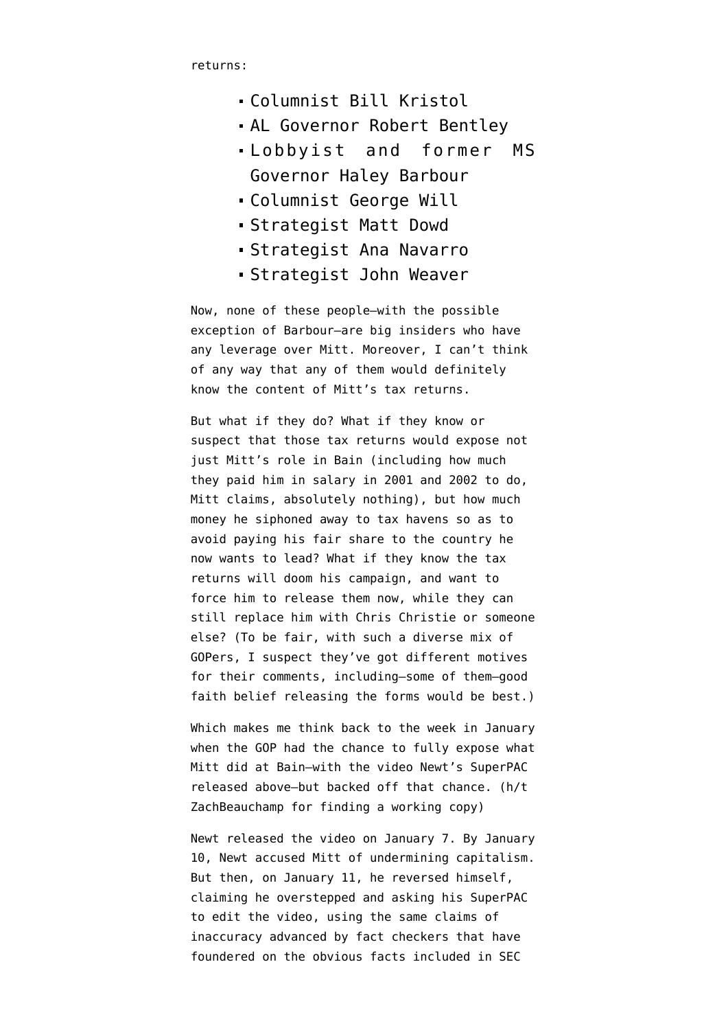returns:

- Columnist Bill Kristol
- AL Governor Robert Bentley
- Lobbyist and former MS Governor Haley Barbour
- Columnist George Will
- Strategist Matt Dowd
- Strategist Ana Navarro
- Strategist John Weaver

Now, none of these people—with the possible exception of Barbour—are big insiders who have any leverage over Mitt. Moreover, I can't think of any way that any of them would definitely know the content of Mitt's tax returns.

But what if they do? What if they know or suspect that those tax returns would expose not just Mitt's role in Bain (including how much they paid him in salary in 2001 and 2002 to do, Mitt claims, absolutely nothing), but how much money he siphoned away to tax havens so as to avoid paying his fair share to the country he now wants to lead? What if they know the tax returns will doom his campaign, and want to force him to release them now, while they can still replace him with Chris Christie or someone else? (To be fair, with such a diverse mix of GOPers, I suspect they've got different motives for their comments, including—some of them—good faith belief releasing the forms would be best.)

Which makes me think back to the week in January when the GOP had the chance to fully expose what Mitt did at Bain—with the video Newt's SuperPAC released above—but backed off that chance. (h/t ZachBeauchamp for finding a working copy)

Newt released the video on January 7. By January 10, Newt accused Mitt of undermining capitalism. But then, on January 11, he reversed himself, claiming he overstepped and asking his SuperPAC to edit the video, using the same claims of inaccuracy advanced by fact checkers that have foundered on the obvious facts included in SEC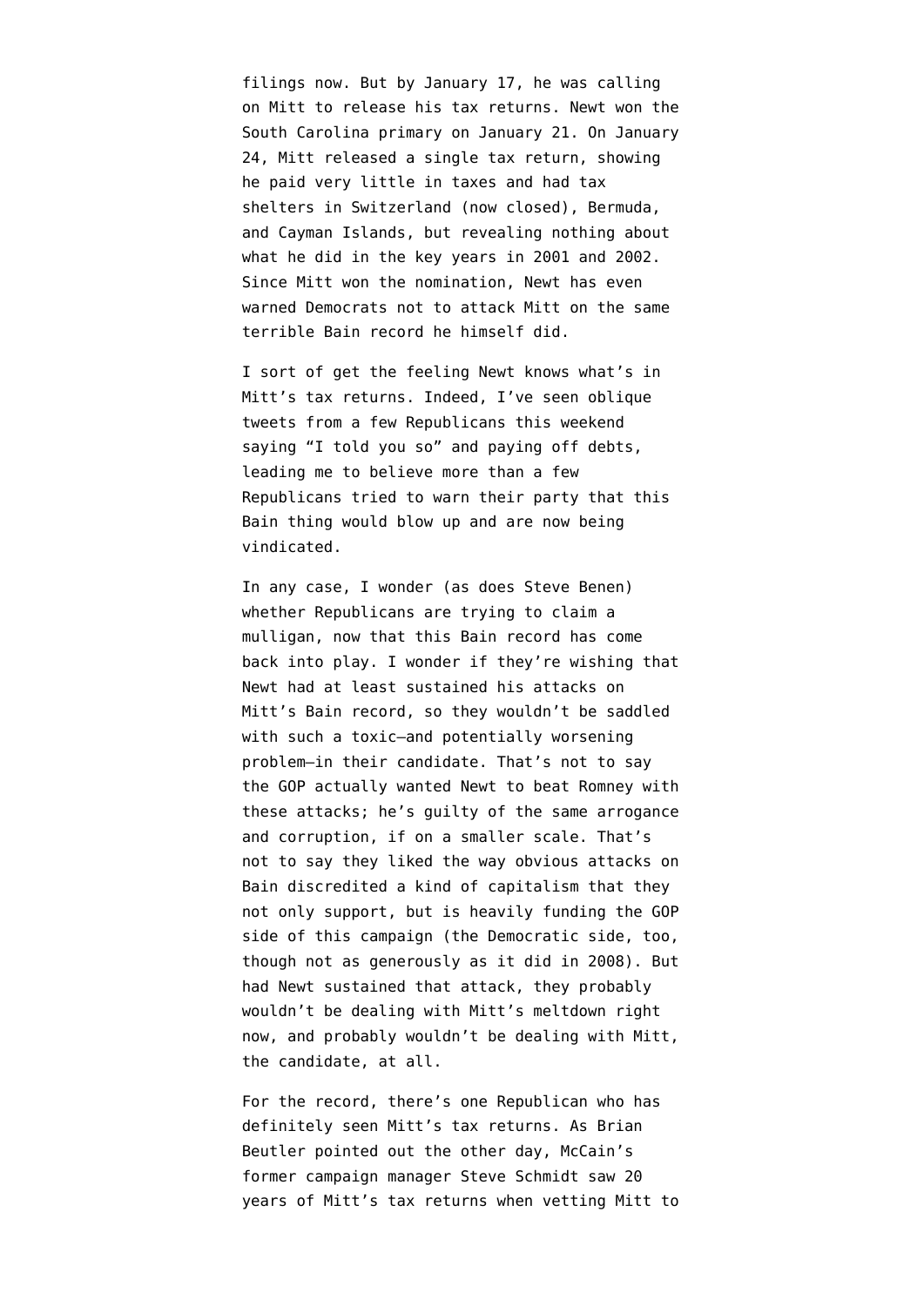filings now. But by January 17, he was calling on Mitt to release his tax returns. Newt won the South Carolina primary on January 21. On January 24, Mitt released a single tax return, showing he paid very little in taxes and had tax shelters in Switzerland (now closed), Bermuda, and Cayman Islands, but revealing nothing about what he did in the key years in 2001 and 2002. Since Mitt won the nomination, Newt has even warned Democrats not to attack Mitt on the same terrible Bain record he himself did.

I sort of get the feeling Newt knows what's in Mitt's tax returns. Indeed, I've seen oblique tweets from a few Republicans this weekend saying "I told you so" and paying off debts, leading me to believe more than a few Republicans tried to warn their party that this Bain thing would blow up and are now being vindicated.

In any case, I wonder (as does Steve Benen) whether Republicans are trying to claim a mulligan, now that this Bain record has come back into play. I wonder if they're wishing that Newt had at least sustained his attacks on Mitt's Bain record, so they wouldn't be saddled with such a toxic—and potentially worsening problem—in their candidate. That's not to say the GOP actually wanted Newt to beat Romney with these attacks; he's guilty of the same arrogance and corruption, if on a smaller scale. That's not to say they liked the way obvious attacks on Bain discredited a kind of capitalism that they not only support, but is heavily funding the GOP side of this campaign (the Democratic side, too, though not as generously as it did in 2008). But had Newt sustained that attack, they probably wouldn't be dealing with Mitt's meltdown right now, and probably wouldn't be dealing with Mitt, the candidate, at all.

For the record, there's one Republican who has definitely seen Mitt's tax returns. As Brian Beutler pointed out the other day, McCain's former campaign manager Steve Schmidt saw 20 years of Mitt's tax returns when vetting Mitt to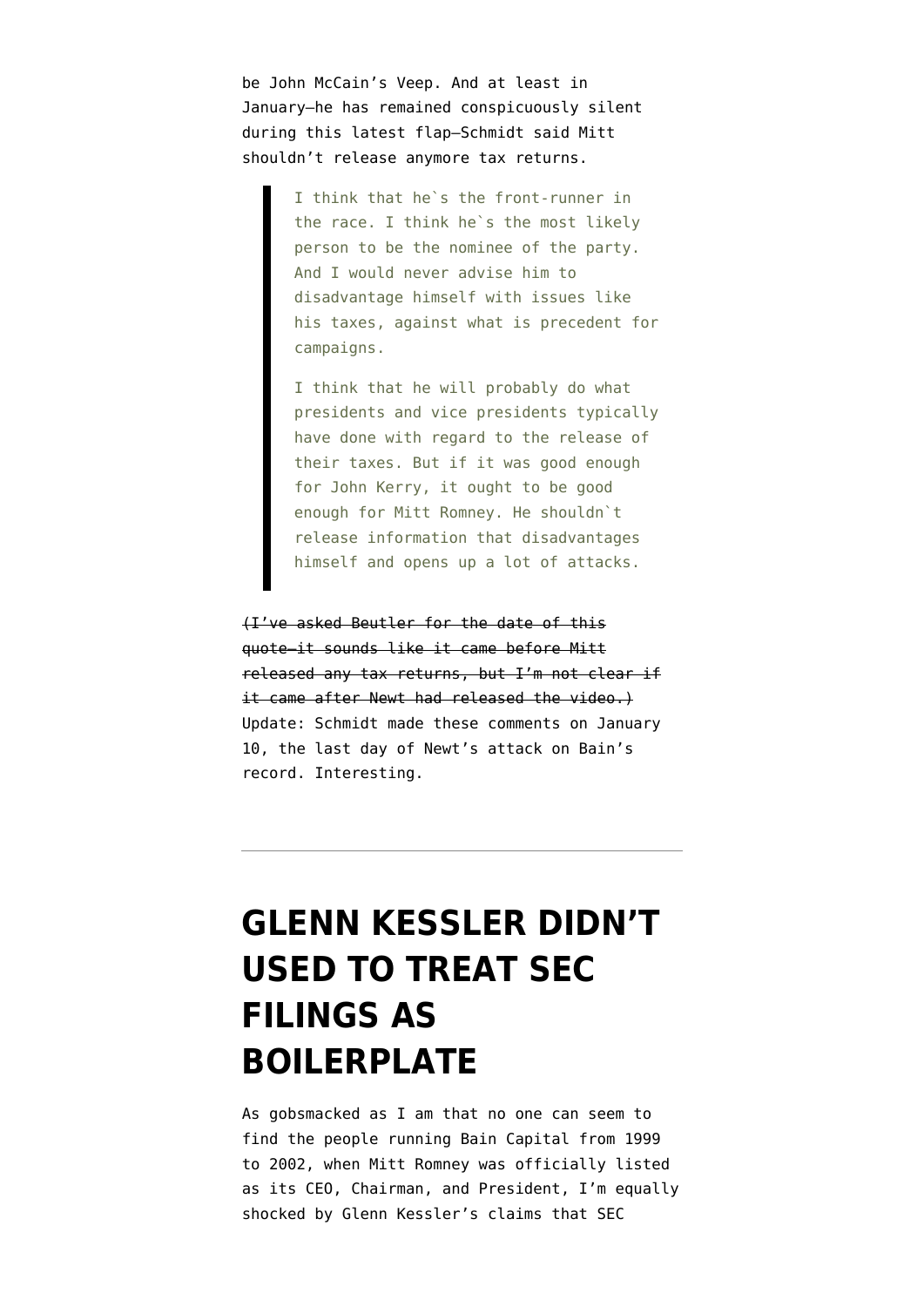be John McCain's Veep. And at least in January—he has remained conspicuously silent during this latest flap—Schmidt said Mitt shouldn't release anymore tax returns.

> I think that he`s the front-runner in the race. I think he`s the most likely person to be the nominee of the party. And I would never advise him to disadvantage himself with issues like his taxes, against what is precedent for campaigns.
>
> I think that he will probably do what presidents and vice presidents typically have done with regard to the release of their taxes. But if it was good enough for John Kerry, it ought to be good enough for Mitt Romney. He shouldn`t release information that disadvantages himself and opens up a lot of attacks.

~~(I've asked Beutler for the date of this quote—it sounds like it came before Mitt released any tax returns, but I'm not clear if it came after Newt had released the video.)~~ Update: Schmidt made these comments on January 10, the last day of Newt's attack on Bain's record. Interesting.

---

# GLENN KESSLER DIDN'T USED TO TREAT SEC FILINGS AS BOILERPLATE

As gobsmacked as I am that no one can seem to find the people running Bain Capital from 1999 to 2002, when Mitt Romney was officially listed as its CEO, Chairman, and President, I'm equally shocked by Glenn Kessler's claims that SEC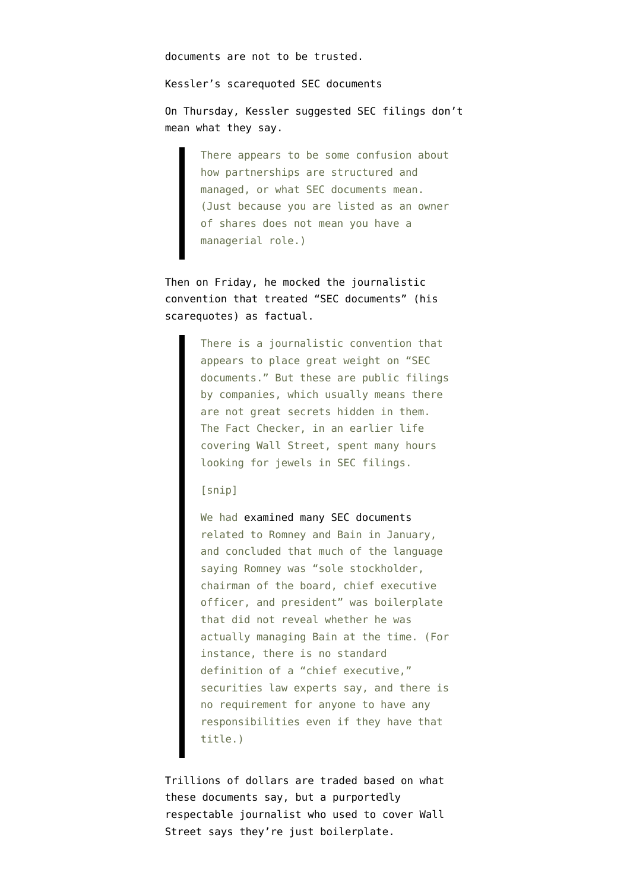documents are not to be trusted.

Kessler's scarequoted SEC documents

On Thursday, Kessler suggested SEC filings don't mean what they say.

> There appears to be some confusion about how partnerships are structured and managed, or what SEC documents mean. (Just because you are listed as an owner of shares does not mean you have a managerial role.)

Then on Friday, he mocked the journalistic convention that treated "SEC documents" (his scarequotes) as factual.

> There is a journalistic convention that appears to place great weight on "SEC documents." But these are public filings by companies, which usually means there are not great secrets hidden in them. The Fact Checker, in an earlier life covering Wall Street, spent many hours looking for jewels in SEC filings.
>
> [snip]
>
> We had examined many SEC documents related to Romney and Bain in January, and concluded that much of the language saying Romney was "sole stockholder, chairman of the board, chief executive officer, and president" was boilerplate that did not reveal whether he was actually managing Bain at the time. (For instance, there is no standard definition of a "chief executive," securities law experts say, and there is no requirement for anyone to have any responsibilities even if they have that title.)

Trillions of dollars are traded based on what these documents say, but a purportedly respectable journalist who used to cover Wall Street says they're just boilerplate.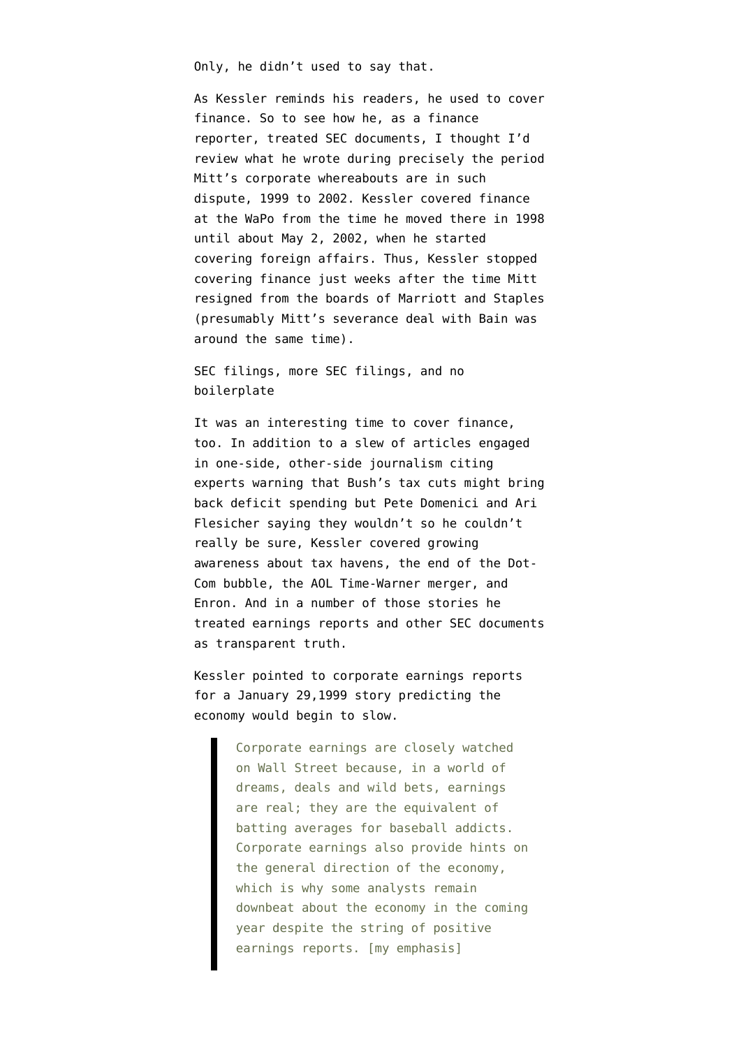Only, he didn't used to say that.

As Kessler reminds his readers, he used to cover finance. So to see how he, as a finance reporter, treated SEC documents, I thought I'd review what he wrote during precisely the period Mitt's corporate whereabouts are in such dispute, 1999 to 2002. Kessler covered finance at the WaPo from the time he moved there in 1998 until about May 2, 2002, when he started covering foreign affairs. Thus, Kessler stopped covering finance just weeks after the time Mitt resigned from the boards of Marriott and Staples (presumably Mitt's severance deal with Bain was around the same time).

SEC filings, more SEC filings, and no boilerplate

It was an interesting time to cover finance, too. In addition to a slew of articles engaged in one-side, other-side journalism citing experts warning that Bush's tax cuts might bring back deficit spending but Pete Domenici and Ari Flesicher saying they wouldn't so he couldn't really be sure, Kessler covered growing awareness about tax havens, the end of the Dot-Com bubble, the AOL Time-Warner merger, and Enron. And in a number of those stories he treated earnings reports and other SEC documents as transparent truth.

Kessler pointed to corporate earnings reports for a January 29,1999 story predicting the economy would begin to slow.

> Corporate earnings are closely watched on Wall Street because, in a world of dreams, deals and wild bets, earnings are real; they are the equivalent of batting averages for baseball addicts. Corporate earnings also provide hints on the general direction of the economy, which is why some analysts remain downbeat about the economy in the coming year despite the string of positive earnings reports. [my emphasis]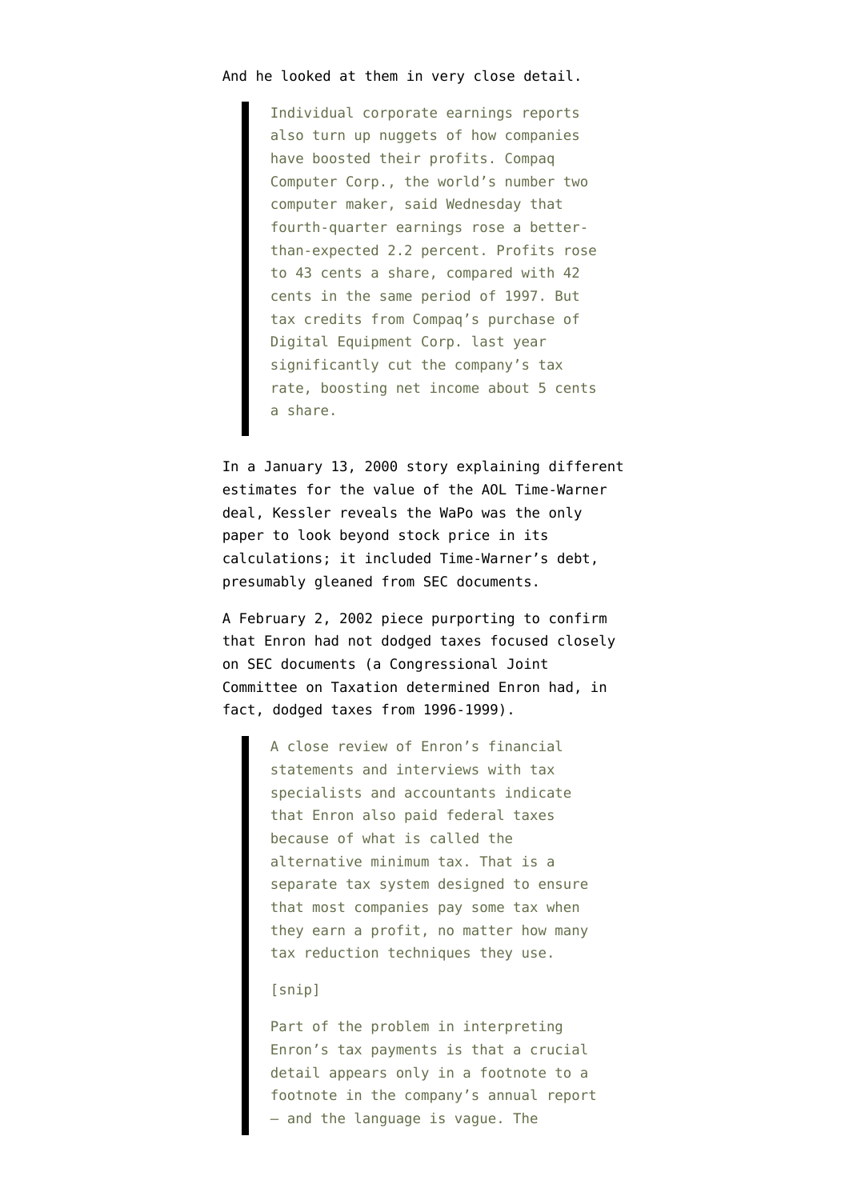And he looked at them in very close detail.

> Individual corporate earnings reports also turn up nuggets of how companies have boosted their profits. Compaq Computer Corp., the world's number two computer maker, said Wednesday that fourth-quarter earnings rose a better-than-expected 2.2 percent. Profits rose to 43 cents a share, compared with 42 cents in the same period of 1997. But tax credits from Compaq's purchase of Digital Equipment Corp. last year significantly cut the company's tax rate, boosting net income about 5 cents a share.

In a January 13, 2000 story explaining different estimates for the value of the AOL Time-Warner deal, Kessler reveals the WaPo was the only paper to look beyond stock price in its calculations; it included Time-Warner's debt, presumably gleaned from SEC documents.

A February 2, 2002 piece purporting to confirm that Enron had not dodged taxes focused closely on SEC documents (a Congressional Joint Committee on Taxation determined Enron had, in fact, dodged taxes from 1996-1999).

> A close review of Enron's financial statements and interviews with tax specialists and accountants indicate that Enron also paid federal taxes because of what is called the alternative minimum tax. That is a separate tax system designed to ensure that most companies pay some tax when they earn a profit, no matter how many tax reduction techniques they use.
>
> [snip]
>
> Part of the problem in interpreting Enron's tax payments is that a crucial detail appears only in a footnote to a footnote in the company's annual report — and the language is vague. The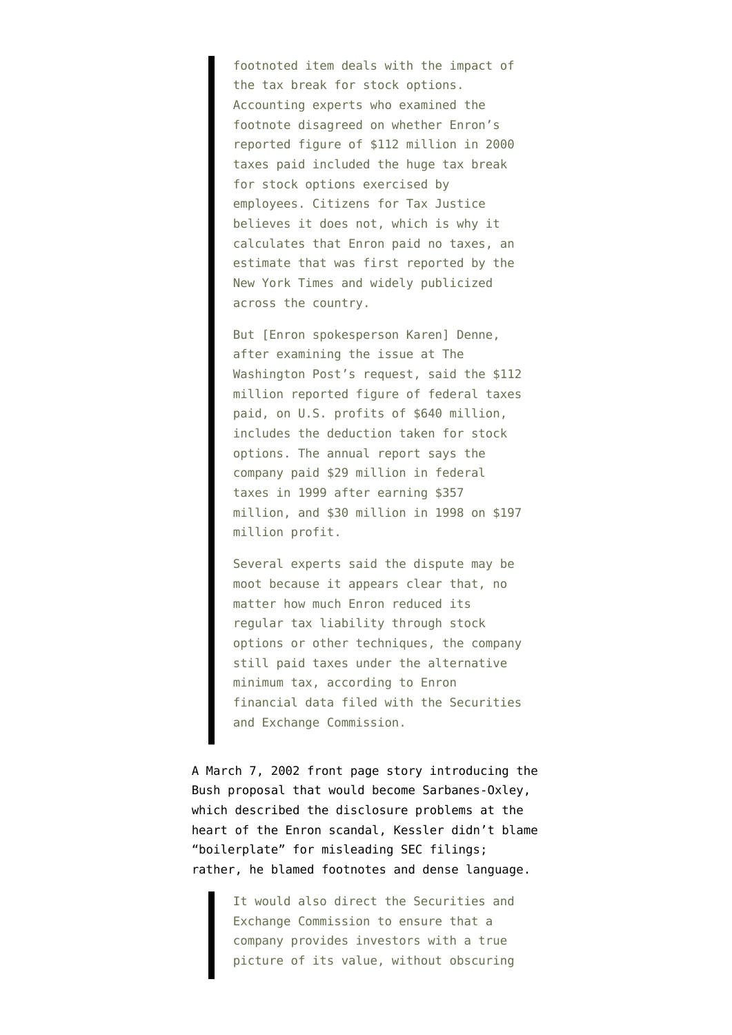> footnoted item deals with the impact of the tax break for stock options. Accounting experts who examined the footnote disagreed on whether Enron's reported figure of $112 million in 2000 taxes paid included the huge tax break for stock options exercised by employees. Citizens for Tax Justice believes it does not, which is why it calculates that Enron paid no taxes, an estimate that was first reported by the New York Times and widely publicized across the country.
>
> But [Enron spokesperson Karen] Denne, after examining the issue at The Washington Post's request, said the $112 million reported figure of federal taxes paid, on U.S. profits of $640 million, includes the deduction taken for stock options. The annual report says the company paid $29 million in federal taxes in 1999 after earning $357 million, and $30 million in 1998 on $197 million profit.
>
> Several experts said the dispute may be moot because it appears clear that, no matter how much Enron reduced its regular tax liability through stock options or other techniques, the company still paid taxes under the alternative minimum tax, according to Enron financial data filed with the Securities and Exchange Commission.

A March 7, 2002 front page story introducing the Bush proposal that would become Sarbanes-Oxley, which described the disclosure problems at the heart of the Enron scandal, Kessler didn't blame "boilerplate" for misleading SEC filings; rather, he blamed footnotes and dense language.

> It would also direct the Securities and Exchange Commission to ensure that a company provides investors with a true picture of its value, without obscuring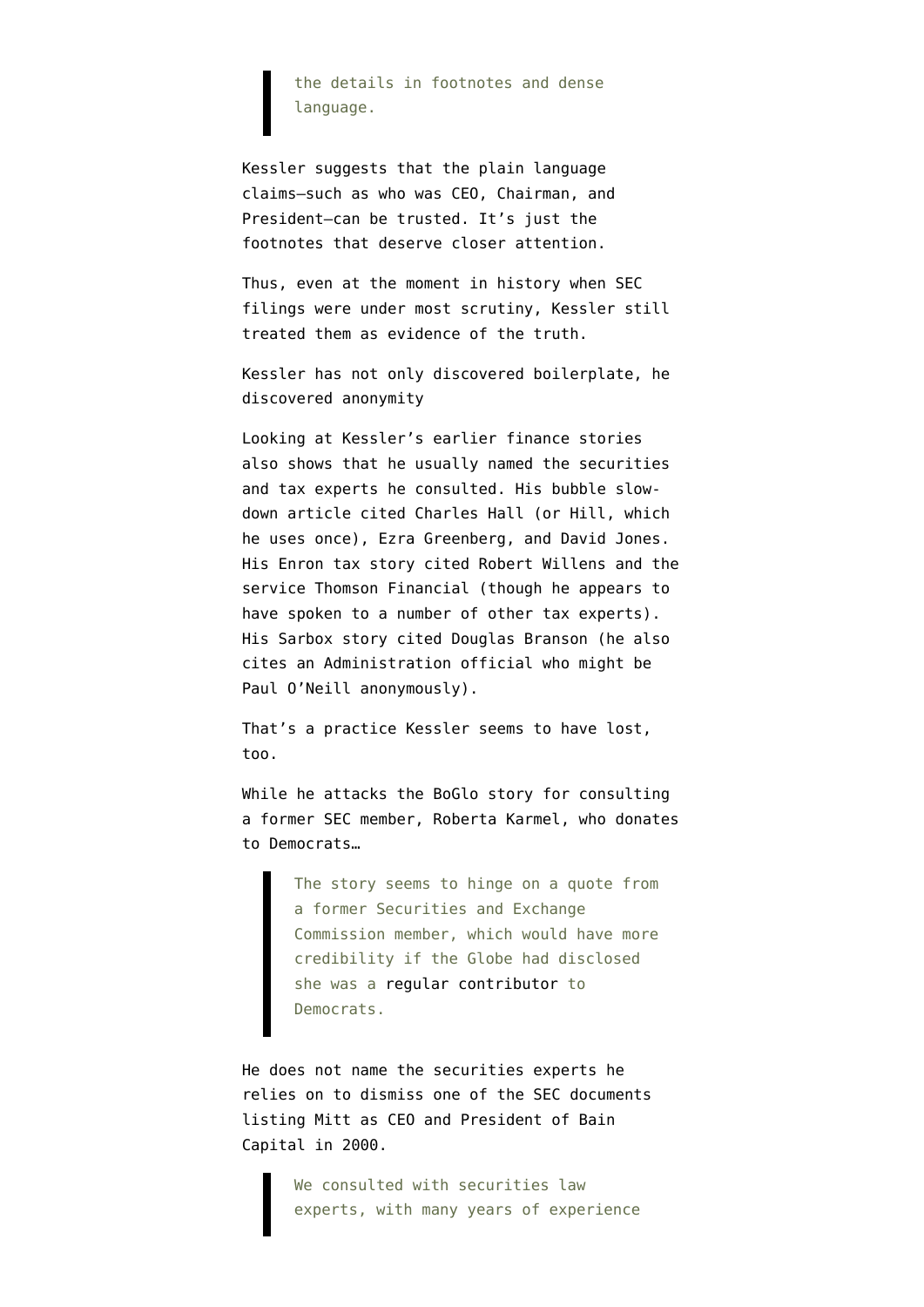> the details in footnotes and dense language.

Kessler suggests that the plain language claims—such as who was CEO, Chairman, and President—can be trusted. It's just the footnotes that deserve closer attention.

Thus, even at the moment in history when SEC filings were under most scrutiny, Kessler still treated them as evidence of the truth.

Kessler has not only discovered boilerplate, he discovered anonymity

Looking at Kessler's earlier finance stories also shows that he usually named the securities and tax experts he consulted. His bubble slow-down article cited Charles Hall (or Hill, which he uses once), Ezra Greenberg, and David Jones. His Enron tax story cited Robert Willens and the service Thomson Financial (though he appears to have spoken to a number of other tax experts). His Sarbox story cited Douglas Branson (he also cites an Administration official who might be Paul O'Neill anonymously).

That's a practice Kessler seems to have lost, too.

While he attacks the BoGlo story for consulting a former SEC member, Roberta Karmel, who donates to Democrats…

> The story seems to hinge on a quote from a former Securities and Exchange Commission member, which would have more credibility if the Globe had disclosed she was a regular contributor to Democrats.

He does not name the securities experts he relies on to dismiss one of the SEC documents listing Mitt as CEO and President of Bain Capital in 2000.

> We consulted with securities law experts, with many years of experience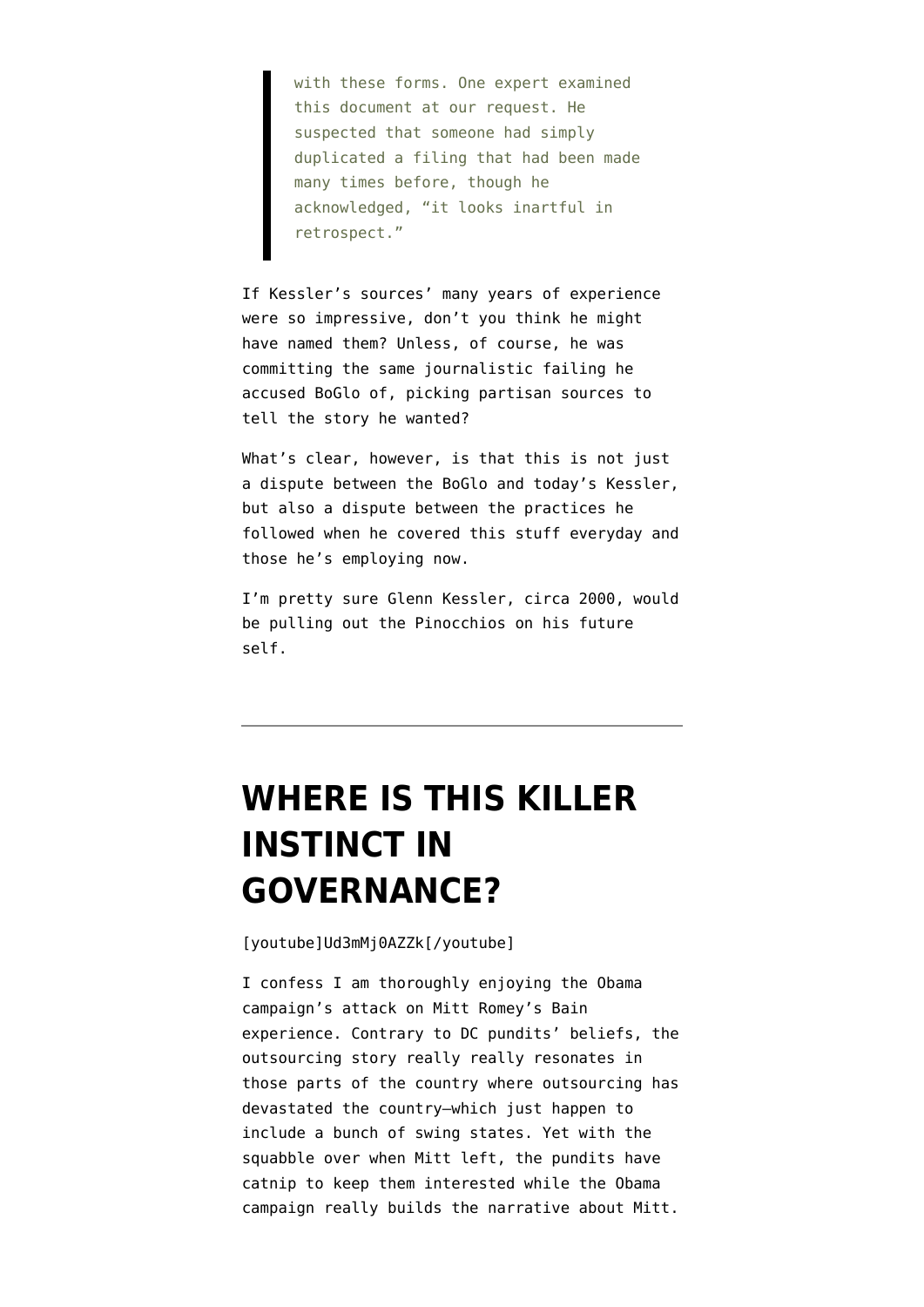> with these forms. One expert examined this document at our request. He suspected that someone had simply duplicated a filing that had been made many times before, though he acknowledged, “it looks inartful in retrospect.”

If Kessler’s sources’ many years of experience were so impressive, don’t you think he might have named them? Unless, of course, he was committing the same journalistic failing he accused BoGlo of, picking partisan sources to tell the story he wanted?

What’s clear, however, is that this is not just a dispute between the BoGlo and today’s Kessler, but also a dispute between the practices he followed when he covered this stuff everyday and those he’s employing now.

I’m pretty sure Glenn Kessler, circa 2000, would be pulling out the Pinocchios on his future self.

---

# WHERE IS THIS KILLER INSTINCT IN GOVERNANCE?

[youtube]Ud3mMj0AZZk[/youtube]

I confess I am thoroughly enjoying the Obama campaign’s attack on Mitt Romey’s Bain experience. Contrary to DC pundits’ beliefs, the outsourcing story really really resonates in those parts of the country where outsourcing has devastated the country–which just happen to include a bunch of swing states. Yet with the squabble over when Mitt left, the pundits have catnip to keep them interested while the Obama campaign really builds the narrative about Mitt.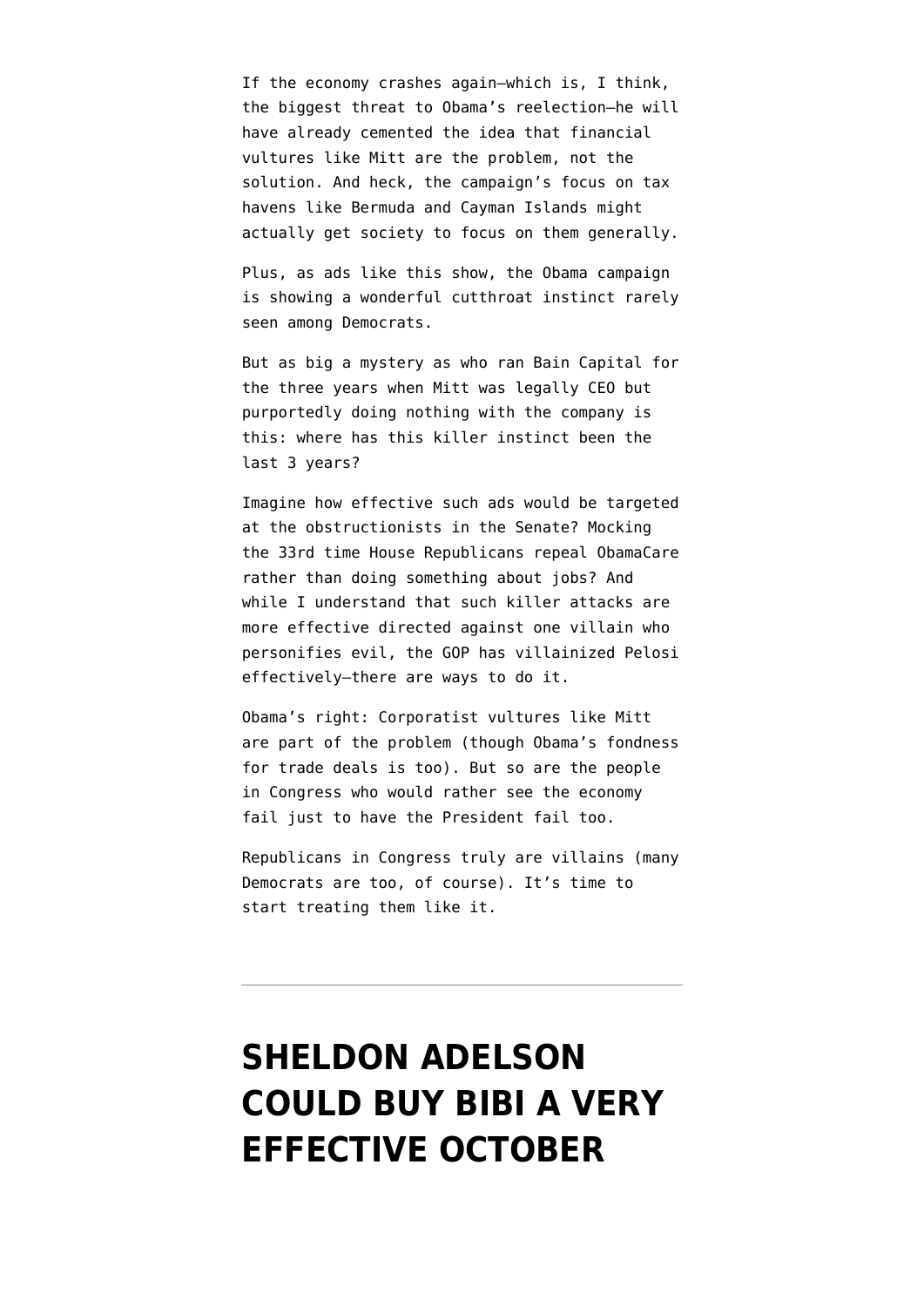If the economy crashes again—which is, I think, the biggest threat to Obama's reelection—he will have already cemented the idea that financial vultures like Mitt are the problem, not the solution. And heck, the campaign's focus on tax havens like Bermuda and Cayman Islands might actually get society to focus on them generally.

Plus, as ads like this show, the Obama campaign is showing a wonderful cutthroat instinct rarely seen among Democrats.

But as big a mystery as who ran Bain Capital for the three years when Mitt was legally CEO but purportedly doing nothing with the company is this: where has this killer instinct been the last 3 years?

Imagine how effective such ads would be targeted at the obstructionists in the Senate? Mocking the 33rd time House Republicans repeal ObamaCare rather than doing something about jobs? And while I understand that such killer attacks are more effective directed against one villain who personifies evil, the GOP has villainized Pelosi effectively—there are ways to do it.

Obama's right: Corporatist vultures like Mitt are part of the problem (though Obama's fondness for trade deals is too). But so are the people in Congress who would rather see the economy fail just to have the President fail too.

Republicans in Congress truly are villains (many Democrats are too, of course). It's time to start treating them like it.

---

# SHELDON ADELSON COULD BUY BIBI A VERY EFFECTIVE OCTOBER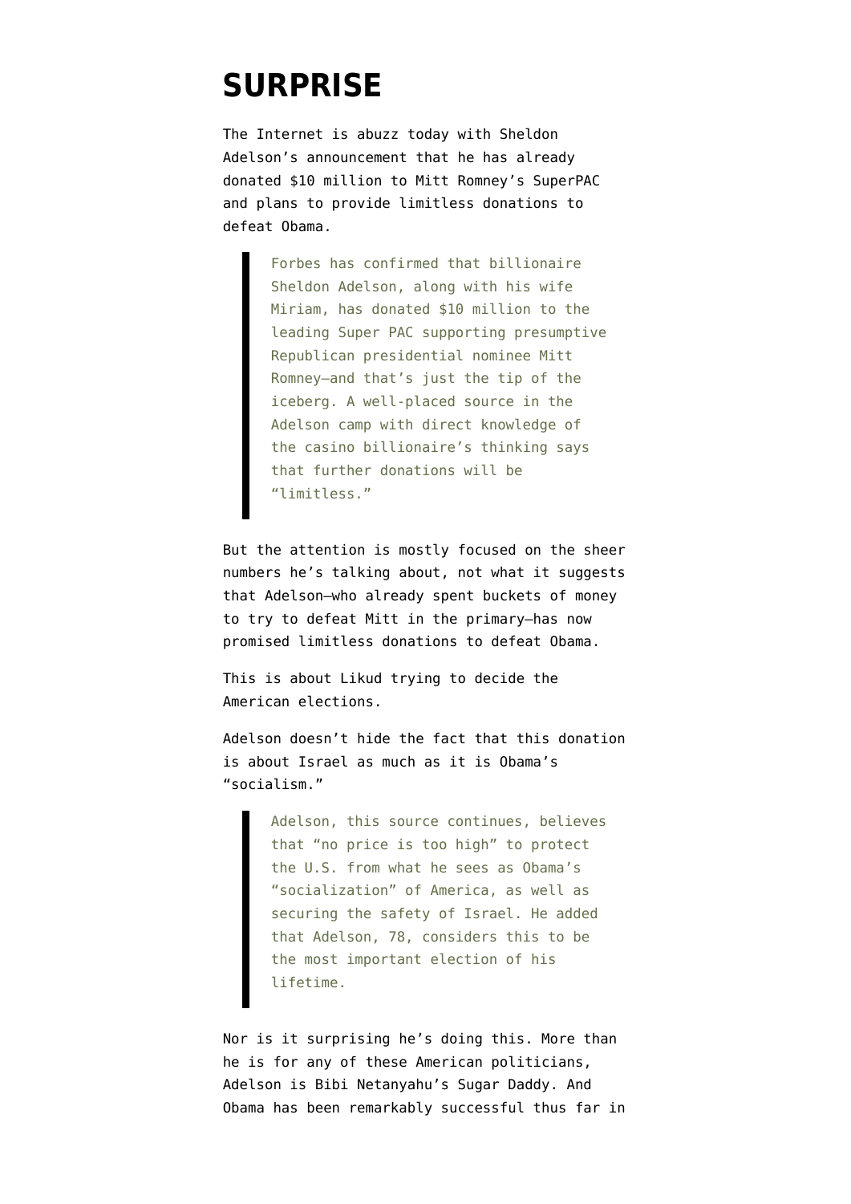# SURPRISE

The Internet is abuzz today with Sheldon Adelson's announcement that he has already donated $10 million to Mitt Romney's SuperPAC and plans to provide limitless donations to defeat Obama.

> Forbes has confirmed that billionaire Sheldon Adelson, along with his wife Miriam, has donated $10 million to the leading Super PAC supporting presumptive Republican presidential nominee Mitt Romney—and that's just the tip of the iceberg. A well-placed source in the Adelson camp with direct knowledge of the casino billionaire's thinking says that further donations will be "limitless."

But the attention is mostly focused on the sheer numbers he's talking about, not what it suggests that Adelson—who already spent buckets of money to try to defeat Mitt in the primary—has now promised limitless donations to defeat Obama.

This is about Likud trying to decide the American elections.

Adelson doesn't hide the fact that this donation is about Israel as much as it is Obama's "socialism."

> Adelson, this source continues, believes that "no price is too high" to protect the U.S. from what he sees as Obama's "socialization" of America, as well as securing the safety of Israel. He added that Adelson, 78, considers this to be the most important election of his lifetime.

Nor is it surprising he's doing this. More than he is for any of these American politicians, Adelson is Bibi Netanyahu's Sugar Daddy. And Obama has been remarkably successful thus far in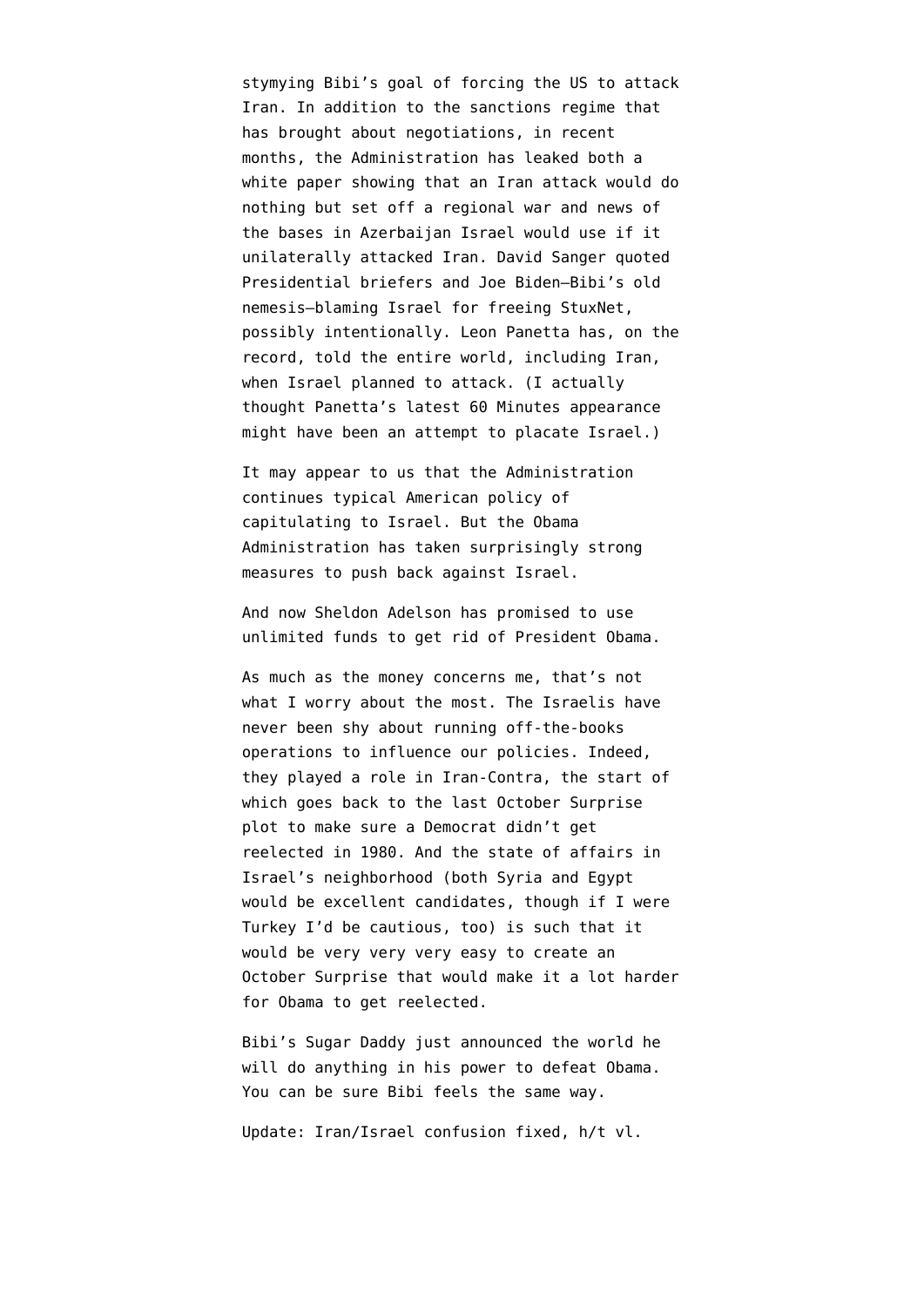stymying Bibi's goal of forcing the US to attack Iran. In addition to the sanctions regime that has brought about negotiations, in recent months, the Administration has leaked both a white paper showing that an Iran attack would do nothing but set off a regional war and news of the bases in Azerbaijan Israel would use if it unilaterally attacked Iran. David Sanger quoted Presidential briefers and Joe Biden—Bibi's old nemesis—blaming Israel for freeing StuxNet, possibly intentionally. Leon Panetta has, on the record, told the entire world, including Iran, when Israel planned to attack. (I actually thought Panetta's latest 60 Minutes appearance might have been an attempt to placate Israel.)

It may appear to us that the Administration continues typical American policy of capitulating to Israel. But the Obama Administration has taken surprisingly strong measures to push back against Israel.

And now Sheldon Adelson has promised to use unlimited funds to get rid of President Obama.

As much as the money concerns me, that's not what I worry about the most. The Israelis have never been shy about running off-the-books operations to influence our policies. Indeed, they played a role in Iran-Contra, the start of which goes back to the last October Surprise plot to make sure a Democrat didn't get reelected in 1980. And the state of affairs in Israel's neighborhood (both Syria and Egypt would be excellent candidates, though if I were Turkey I'd be cautious, too) is such that it would be very very very easy to create an October Surprise that would make it a lot harder for Obama to get reelected.

Bibi's Sugar Daddy just announced the world he will do anything in his power to defeat Obama. You can be sure Bibi feels the same way.

Update: Iran/Israel confusion fixed, h/t vl.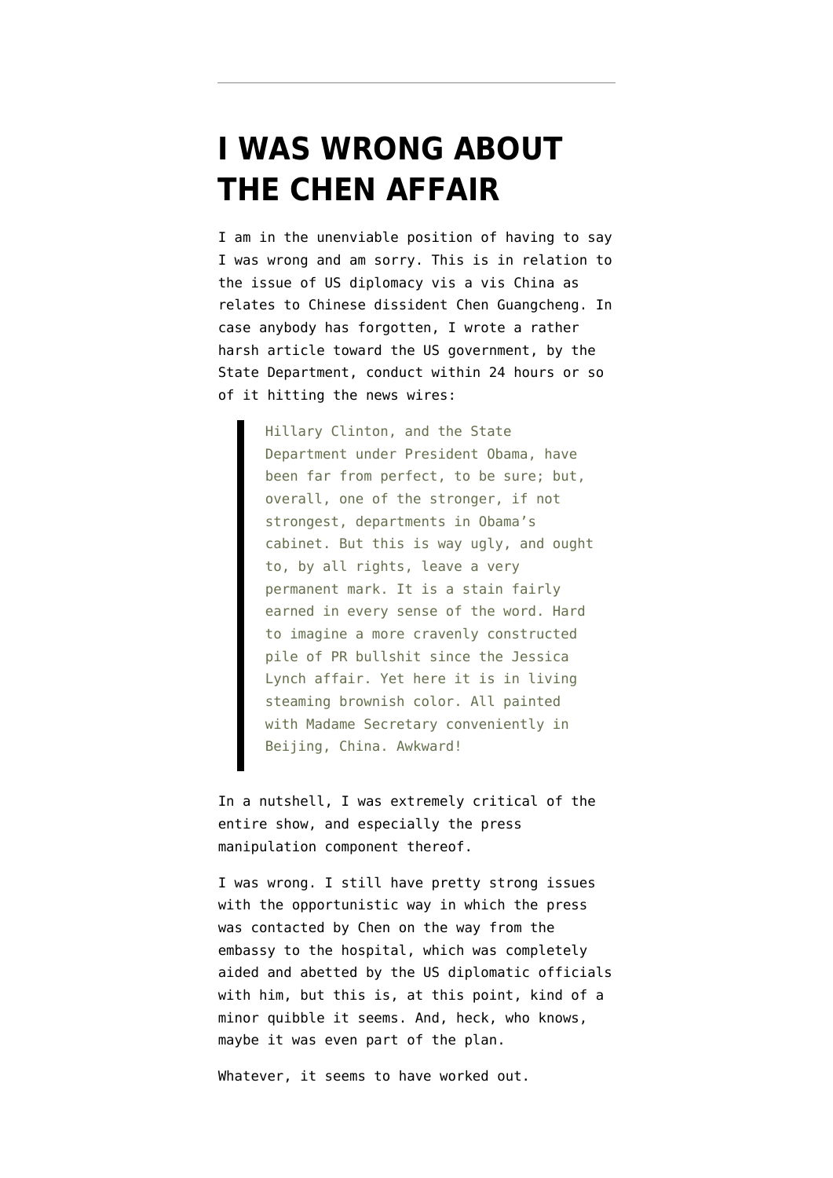# I WAS WRONG ABOUT THE CHEN AFFAIR

I am in the unenviable position of having to say I was wrong and am sorry. This is in relation to the issue of US diplomacy vis a vis China as relates to Chinese dissident Chen Guangcheng. In case anybody has forgotten, I wrote a rather harsh article toward the US government, by the State Department, conduct within 24 hours or so of it hitting the news wires:

> Hillary Clinton, and the State Department under President Obama, have been far from perfect, to be sure; but, overall, one of the stronger, if not strongest, departments in Obama's cabinet. But this is way ugly, and ought to, by all rights, leave a very permanent mark. It is a stain fairly earned in every sense of the word. Hard to imagine a more cravenly constructed pile of PR bullshit since the Jessica Lynch affair. Yet here it is in living steaming brownish color. All painted with Madame Secretary conveniently in Beijing, China. Awkward!

In a nutshell, I was extremely critical of the entire show, and especially the press manipulation component thereof.

I was wrong. I still have pretty strong issues with the opportunistic way in which the press was contacted by Chen on the way from the embassy to the hospital, which was completely aided and abetted by the US diplomatic officials with him, but this is, at this point, kind of a minor quibble it seems. And, heck, who knows, maybe it was even part of the plan.

Whatever, it seems to have worked out.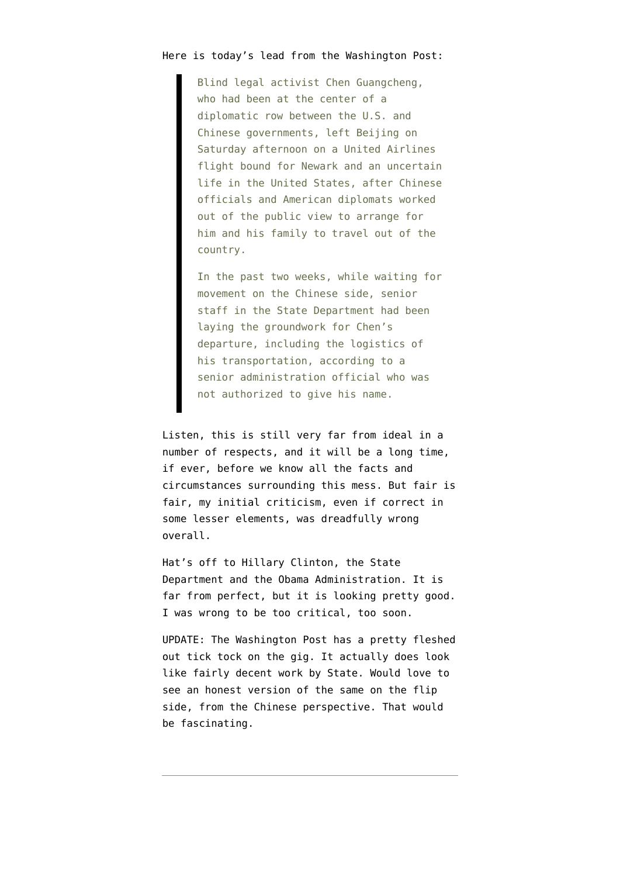Here is today's lead from the Washington Post:

> Blind legal activist Chen Guangcheng, who had been at the center of a diplomatic row between the U.S. and Chinese governments, left Beijing on Saturday afternoon on a United Airlines flight bound for Newark and an uncertain life in the United States, after Chinese officials and American diplomats worked out of the public view to arrange for him and his family to travel out of the country.
>
> In the past two weeks, while waiting for movement on the Chinese side, senior staff in the State Department had been laying the groundwork for Chen's departure, including the logistics of his transportation, according to a senior administration official who was not authorized to give his name.

Listen, this is still very far from ideal in a number of respects, and it will be a long time, if ever, before we know all the facts and circumstances surrounding this mess. But fair is fair, my initial criticism, even if correct in some lesser elements, was dreadfully wrong overall.

Hat's off to Hillary Clinton, the State Department and the Obama Administration. It is far from perfect, but it is looking pretty good. I was wrong to be too critical, too soon.

UPDATE: The Washington Post has a pretty fleshed out tick tock on the gig. It actually does look like fairly decent work by State. Would love to see an honest version of the same on the flip side, from the Chinese perspective. That would be fascinating.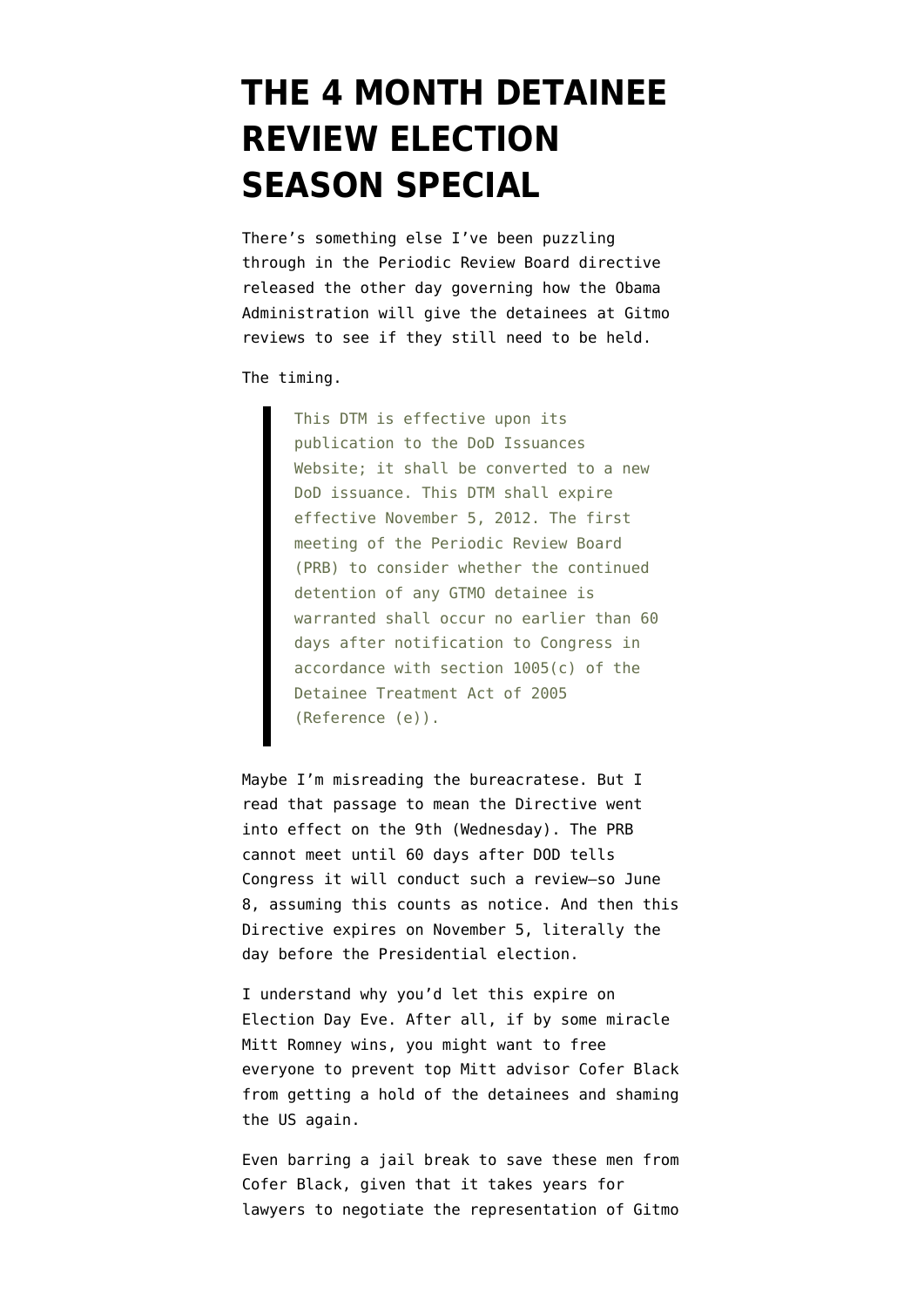# THE 4 MONTH DETAINEE REVIEW ELECTION SEASON SPECIAL

There's something else I've been puzzling through in the Periodic Review Board directive released the other day governing how the Obama Administration will give the detainees at Gitmo reviews to see if they still need to be held.

The timing.

> This DTM is effective upon its publication to the DoD Issuances Website; it shall be converted to a new DoD issuance. This DTM shall expire effective November 5, 2012. The first meeting of the Periodic Review Board (PRB) to consider whether the continued detention of any GTMO detainee is warranted shall occur no earlier than 60 days after notification to Congress in accordance with section 1005(c) of the Detainee Treatment Act of 2005 (Reference (e)).

Maybe I'm misreading the bureacratese. But I read that passage to mean the Directive went into effect on the 9th (Wednesday). The PRB cannot meet until 60 days after DOD tells Congress it will conduct such a review—so June 8, assuming this counts as notice. And then this Directive expires on November 5, literally the day before the Presidential election.

I understand why you'd let this expire on Election Day Eve. After all, if by some miracle Mitt Romney wins, you might want to free everyone to prevent top Mitt advisor Cofer Black from getting a hold of the detainees and shaming the US again.

Even barring a jail break to save these men from Cofer Black, given that it takes years for lawyers to negotiate the representation of Gitmo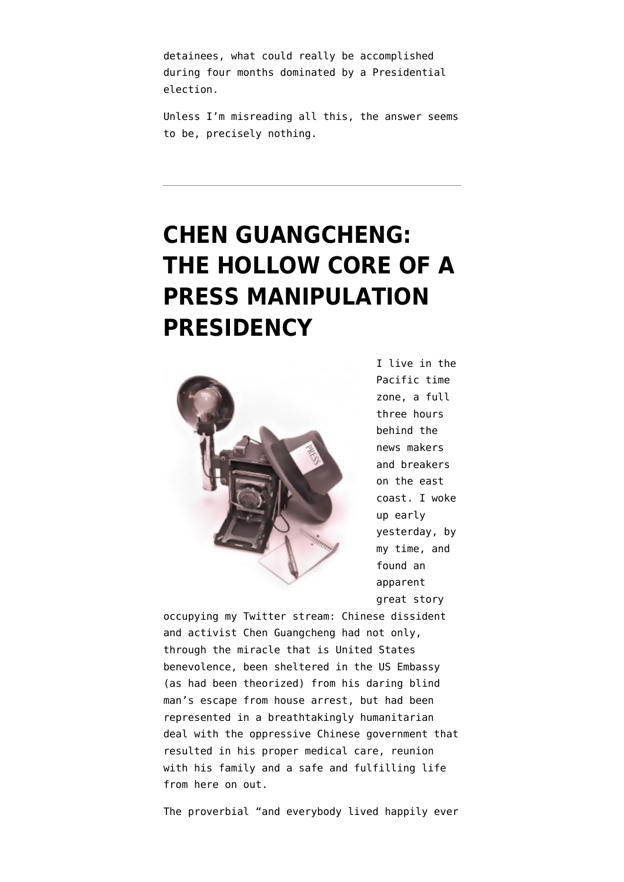detainees, what could really be accomplished during four months dominated by a Presidential election.

Unless I'm misreading all this, the answer seems to be, precisely nothing.

---

# CHEN GUANGCHENG: THE HOLLOW CORE OF A PRESS MANIPULATION PRESIDENCY

I live in the Pacific time zone, a full three hours behind the news makers and breakers on the east coast. I woke up early yesterday, by my time, and found an apparent great story occupying my Twitter stream: Chinese dissident and activist Chen Guangcheng had not only, through the miracle that is United States benevolence, been sheltered in the US Embassy (as had been theorized) from his daring blind man's escape from house arrest, but had been represented in a breathtakingly humanitarian deal with the oppressive Chinese government that resulted in his proper medical care, reunion with his family and a safe and fulfilling life from here on out.

The proverbial "and everybody lived happily ever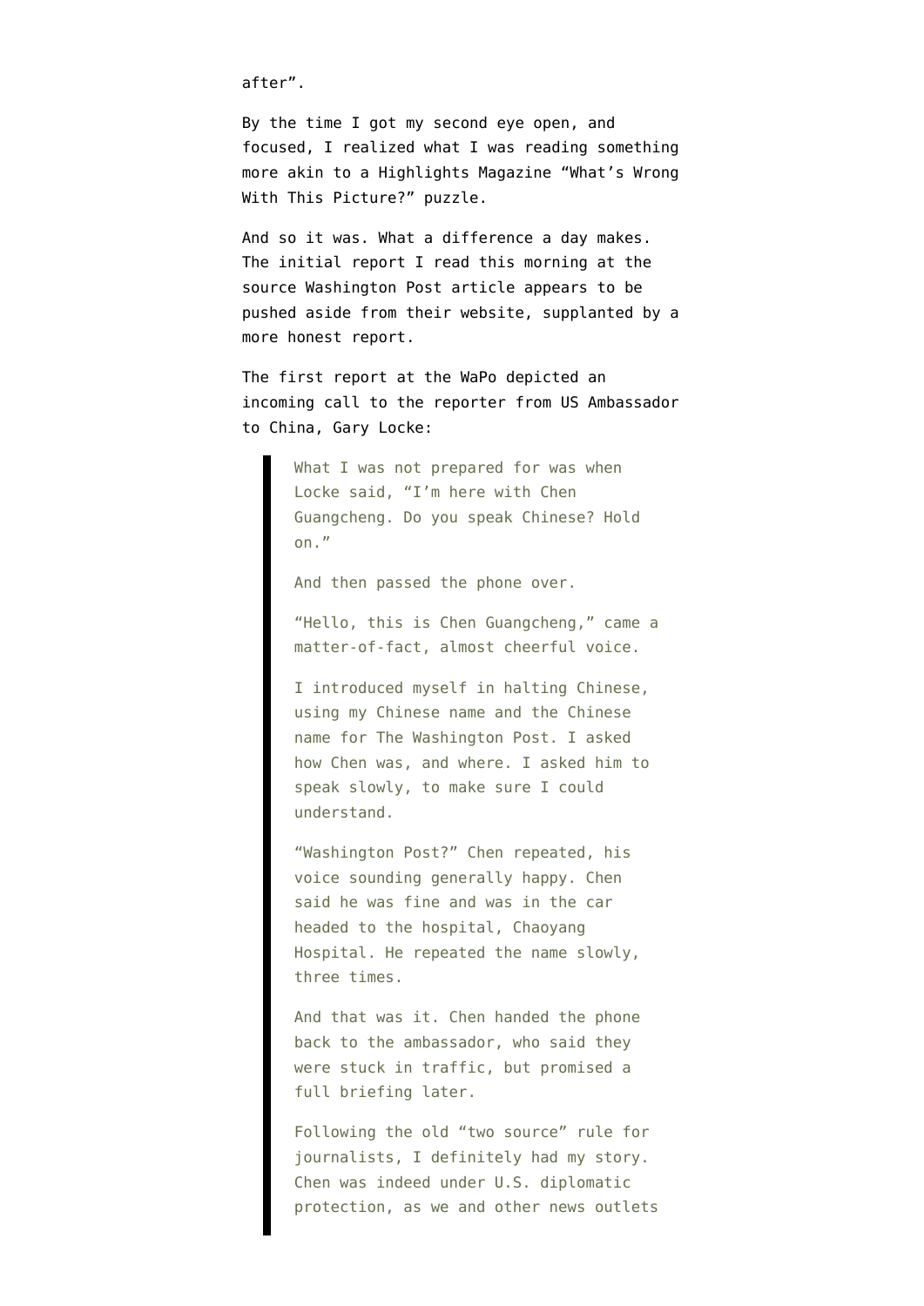after".

By the time I got my second eye open, and focused, I realized what I was reading something more akin to a Highlights Magazine "What's Wrong With This Picture?" puzzle.

And so it was. What a difference a day makes. The initial report I read this morning at the source Washington Post article appears to be pushed aside from their website, supplanted by a more honest report.

The first report at the WaPo depicted an incoming call to the reporter from US Ambassador to China, Gary Locke:

> What I was not prepared for was when Locke said, "I'm here with Chen Guangcheng. Do you speak Chinese? Hold on."
>
> And then passed the phone over.
>
> "Hello, this is Chen Guangcheng," came a matter-of-fact, almost cheerful voice.
>
> I introduced myself in halting Chinese, using my Chinese name and the Chinese name for The Washington Post. I asked how Chen was, and where. I asked him to speak slowly, to make sure I could understand.
>
> "Washington Post?" Chen repeated, his voice sounding generally happy. Chen said he was fine and was in the car headed to the hospital, Chaoyang Hospital. He repeated the name slowly, three times.
>
> And that was it. Chen handed the phone back to the ambassador, who said they were stuck in traffic, but promised a full briefing later.
>
> Following the old "two source" rule for journalists, I definitely had my story. Chen was indeed under U.S. diplomatic protection, as we and other news outlets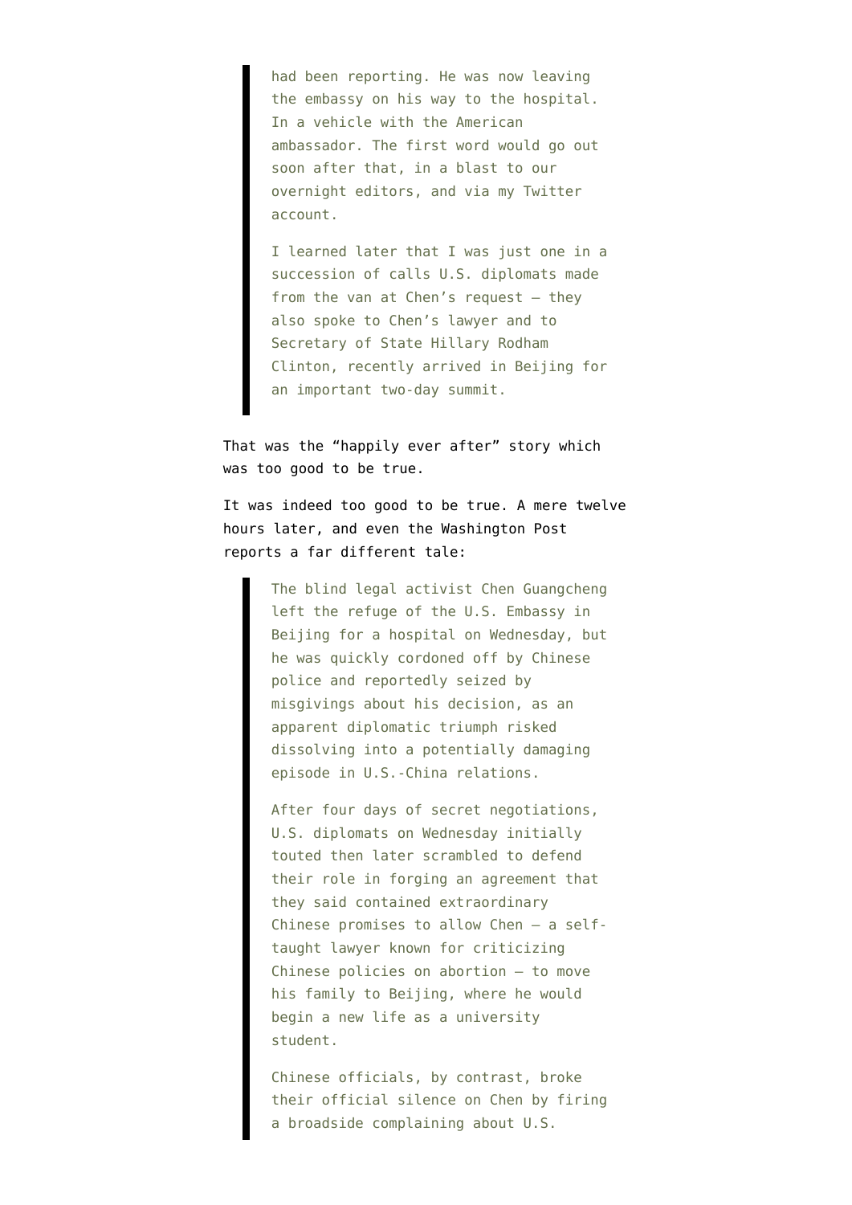> had been reporting. He was now leaving the embassy on his way to the hospital. In a vehicle with the American ambassador. The first word would go out soon after that, in a blast to our overnight editors, and via my Twitter account.
>
> I learned later that I was just one in a succession of calls U.S. diplomats made from the van at Chen's request — they also spoke to Chen's lawyer and to Secretary of State Hillary Rodham Clinton, recently arrived in Beijing for an important two-day summit.

That was the "happily ever after" story which was too good to be true.

It was indeed too good to be true. A mere twelve hours later, and even the Washington Post reports a far different tale:

> The blind legal activist Chen Guangcheng left the refuge of the U.S. Embassy in Beijing for a hospital on Wednesday, but he was quickly cordoned off by Chinese police and reportedly seized by misgivings about his decision, as an apparent diplomatic triumph risked dissolving into a potentially damaging episode in U.S.-China relations.
>
> After four days of secret negotiations, U.S. diplomats on Wednesday initially touted then later scrambled to defend their role in forging an agreement that they said contained extraordinary Chinese promises to allow Chen — a self-taught lawyer known for criticizing Chinese policies on abortion — to move his family to Beijing, where he would begin a new life as a university student.
>
> Chinese officials, by contrast, broke their official silence on Chen by firing a broadside complaining about U.S.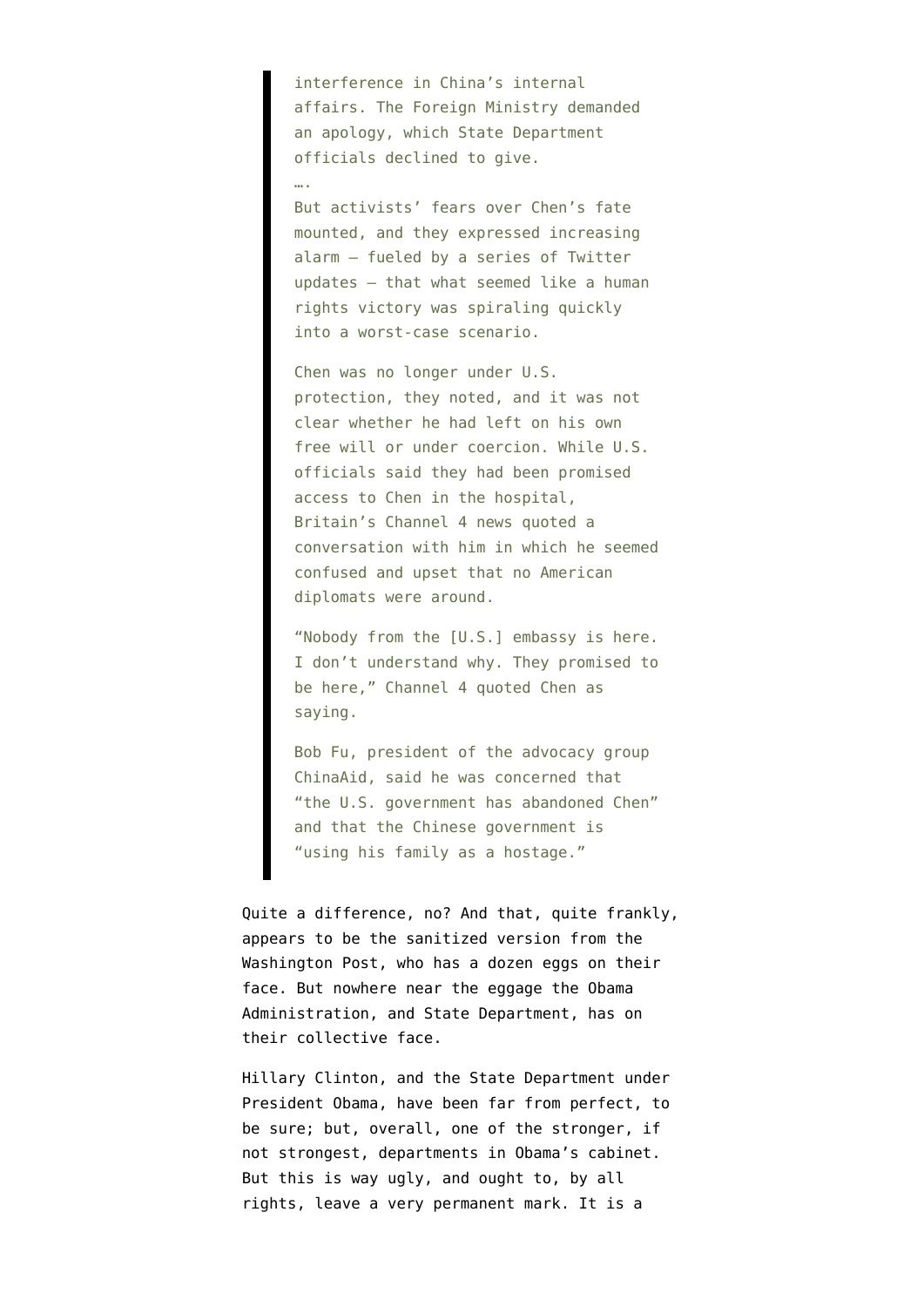> interference in China's internal affairs. The Foreign Ministry demanded an apology, which State Department officials declined to give.
>
> ….
>
> But activists' fears over Chen's fate mounted, and they expressed increasing alarm — fueled by a series of Twitter updates — that what seemed like a human rights victory was spiraling quickly into a worst-case scenario.
>
> Chen was no longer under U.S. protection, they noted, and it was not clear whether he had left on his own free will or under coercion. While U.S. officials said they had been promised access to Chen in the hospital, Britain's Channel 4 news quoted a conversation with him in which he seemed confused and upset that no American diplomats were around.
>
> "Nobody from the [U.S.] embassy is here. I don't understand why. They promised to be here," Channel 4 quoted Chen as saying.
>
> Bob Fu, president of the advocacy group ChinaAid, said he was concerned that "the U.S. government has abandoned Chen" and that the Chinese government is "using his family as a hostage."

Quite a difference, no? And that, quite frankly, appears to be the sanitized version from the Washington Post, who has a dozen eggs on their face. But nowhere near the eggage the Obama Administration, and State Department, has on their collective face.

Hillary Clinton, and the State Department under President Obama, have been far from perfect, to be sure; but, overall, one of the stronger, if not strongest, departments in Obama's cabinet. But this is way ugly, and ought to, by all rights, leave a very permanent mark. It is a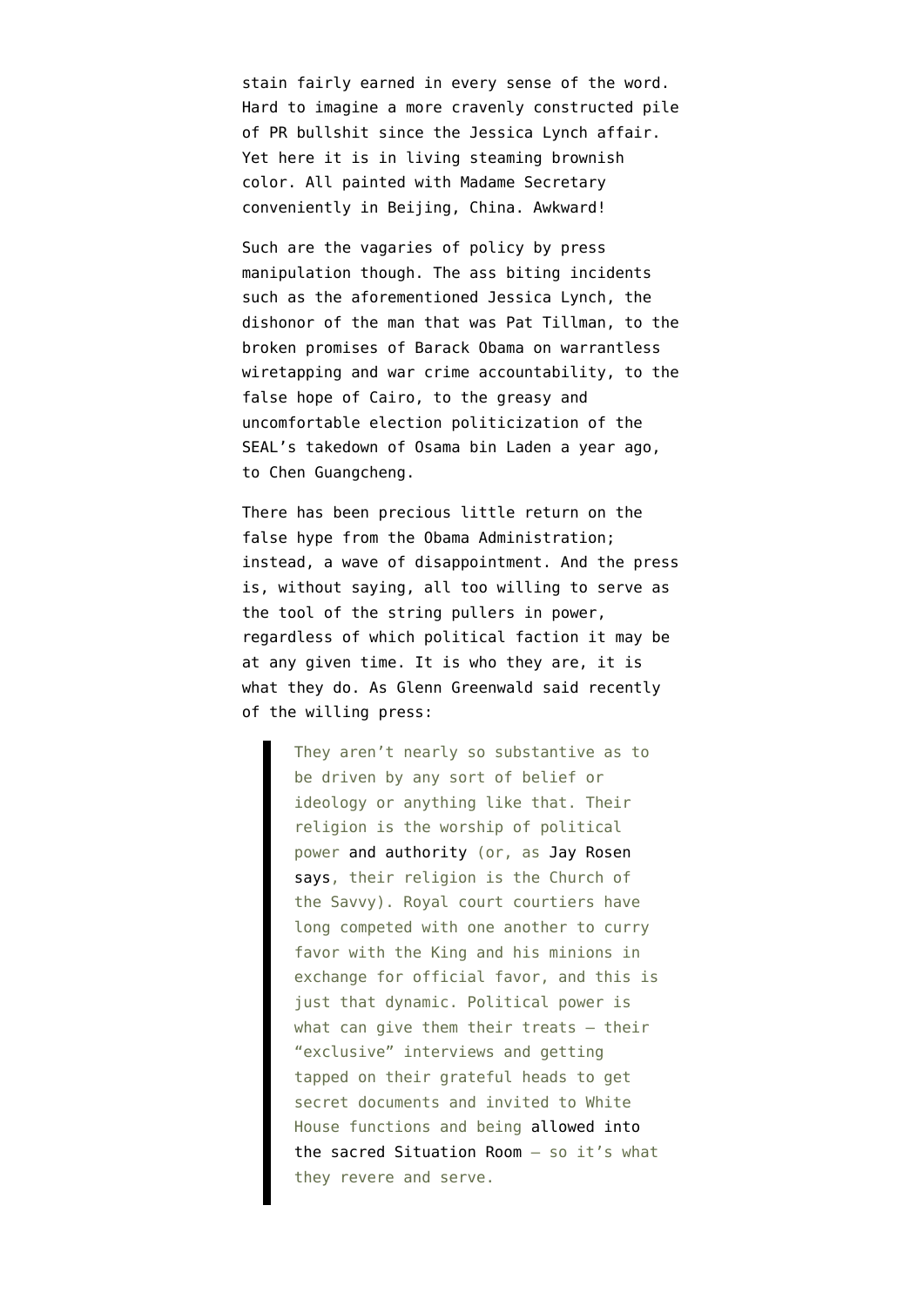stain fairly earned in every sense of the word. Hard to imagine a more cravenly constructed pile of PR bullshit since the Jessica Lynch affair. Yet here it is in living steaming brownish color. All painted with Madame Secretary conveniently in Beijing, China. Awkward!

Such are the vagaries of policy by press manipulation though. The ass biting incidents such as the aforementioned Jessica Lynch, the dishonor of the man that was Pat Tillman, to the broken promises of Barack Obama on warrantless wiretapping and war crime accountability, to the false hope of Cairo, to the greasy and uncomfortable election politicization of the SEAL's takedown of Osama bin Laden a year ago, to Chen Guangcheng.

There has been precious little return on the false hype from the Obama Administration; instead, a wave of disappointment. And the press is, without saying, all too willing to serve as the tool of the string pullers in power, regardless of which political faction it may be at any given time. It is who they are, it is what they do. As Glenn Greenwald said recently of the willing press:

> They aren't nearly so substantive as to be driven by any sort of belief or ideology or anything like that. Their religion is the worship of political power and authority (or, as Jay Rosen says, their religion is the Church of the Savvy). Royal court courtiers have long competed with one another to curry favor with the King and his minions in exchange for official favor, and this is just that dynamic. Political power is what can give them their treats – their "exclusive" interviews and getting tapped on their grateful heads to get secret documents and invited to White House functions and being allowed into the sacred Situation Room – so it's what they revere and serve.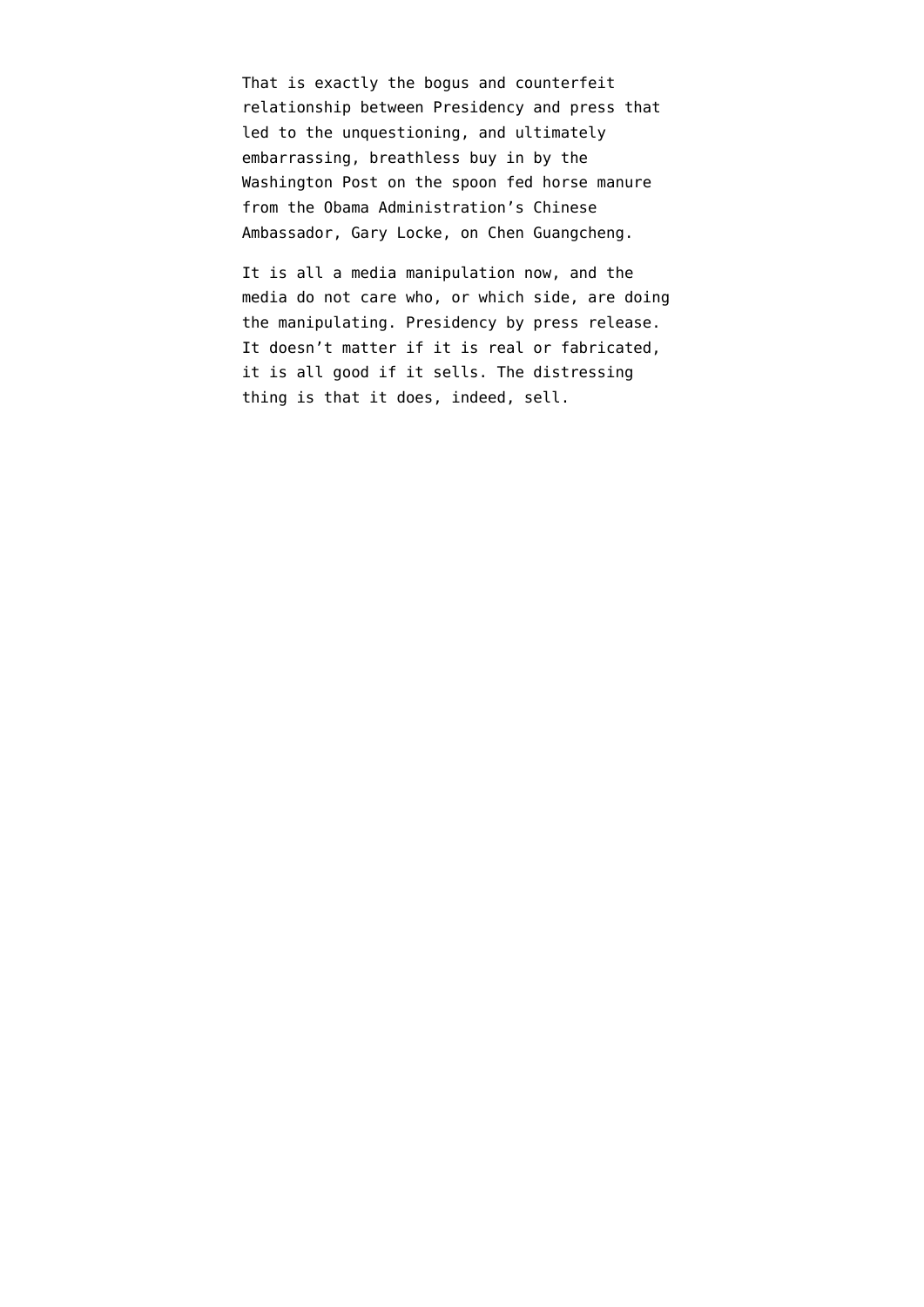That is exactly the bogus and counterfeit relationship between Presidency and press that led to the unquestioning, and ultimately embarrassing, breathless buy in by the Washington Post on the spoon fed horse manure from the Obama Administration's Chinese Ambassador, Gary Locke, on Chen Guangcheng.

It is all a media manipulation now, and the media do not care who, or which side, are doing the manipulating. Presidency by press release. It doesn't matter if it is real or fabricated, it is all good if it sells. The distressing thing is that it does, indeed, sell.